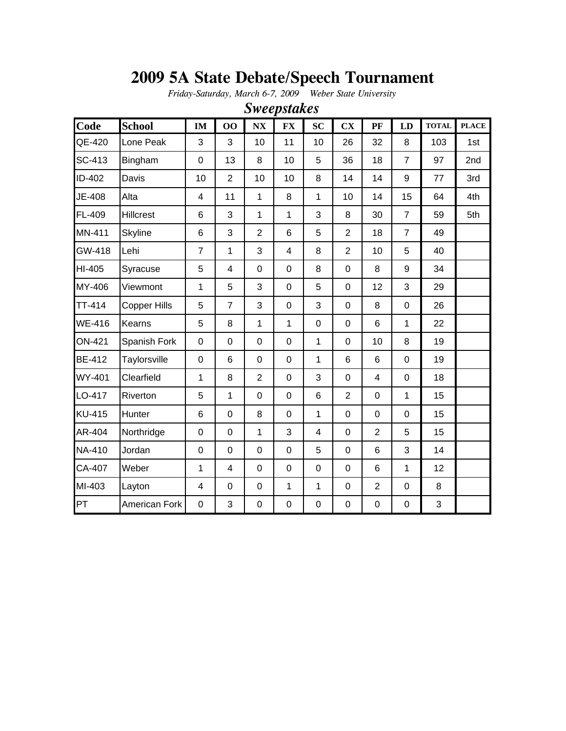# 2009 5A State Debate/Speech Tournament

*Friday-Saturday, March 6-7, 2009 Weber State University*

## *Sweepstakes*

| Code | School | IM | OO | NX | FX | SC | CX | PF | LD | TOTAL | PLACE |
|---|---|---|---|---|---|---|---|---|---|---|---|
| QE-420 | Lone Peak | 3 | 3 | 10 | 11 | 10 | 26 | 32 | 8 | 103 | 1st |
| SC-413 | Bingham | 0 | 13 | 8 | 10 | 5 | 36 | 18 | 7 | 97 | 2nd |
| ID-402 | Davis | 10 | 2 | 10 | 10 | 8 | 14 | 14 | 9 | 77 | 3rd |
| JE-408 | Alta | 4 | 11 | 1 | 8 | 1 | 10 | 14 | 15 | 64 | 4th |
| FL-409 | Hillcrest | 6 | 3 | 1 | 1 | 3 | 8 | 30 | 7 | 59 | 5th |
| MN-411 | Skyline | 6 | 3 | 2 | 6 | 5 | 2 | 18 | 7 | 49 | |
| GW-418 | Lehi | 7 | 1 | 3 | 4 | 8 | 2 | 10 | 5 | 40 | |
| HI-405 | Syracuse | 5 | 4 | 0 | 0 | 8 | 0 | 8 | 9 | 34 | |
| MY-406 | Viewmont | 1 | 5 | 3 | 0 | 5 | 0 | 12 | 3 | 29 | |
| TT-414 | Copper Hills | 5 | 7 | 3 | 0 | 3 | 0 | 8 | 0 | 26 | |
| WE-416 | Kearns | 5 | 8 | 1 | 1 | 0 | 0 | 6 | 1 | 22 | |
| ON-421 | Spanish Fork | 0 | 0 | 0 | 0 | 1 | 0 | 10 | 8 | 19 | |
| BE-412 | Taylorsville | 0 | 6 | 0 | 0 | 1 | 6 | 6 | 0 | 19 | |
| WY-401 | Clearfield | 1 | 8 | 2 | 0 | 3 | 0 | 4 | 0 | 18 | |
| LO-417 | Riverton | 5 | 1 | 0 | 0 | 6 | 2 | 0 | 1 | 15 | |
| KU-415 | Hunter | 6 | 0 | 8 | 0 | 1 | 0 | 0 | 0 | 15 | |
| AR-404 | Northridge | 0 | 0 | 1 | 3 | 4 | 0 | 2 | 5 | 15 | |
| NA-410 | Jordan | 0 | 0 | 0 | 0 | 5 | 0 | 6 | 3 | 14 | |
| CA-407 | Weber | 1 | 4 | 0 | 0 | 0 | 0 | 6 | 1 | 12 | |
| MI-403 | Layton | 4 | 0 | 0 | 1 | 1 | 0 | 2 | 0 | 8 | |
| PT | American Fork | 0 | 3 | 0 | 0 | 0 | 0 | 0 | 0 | 3 | |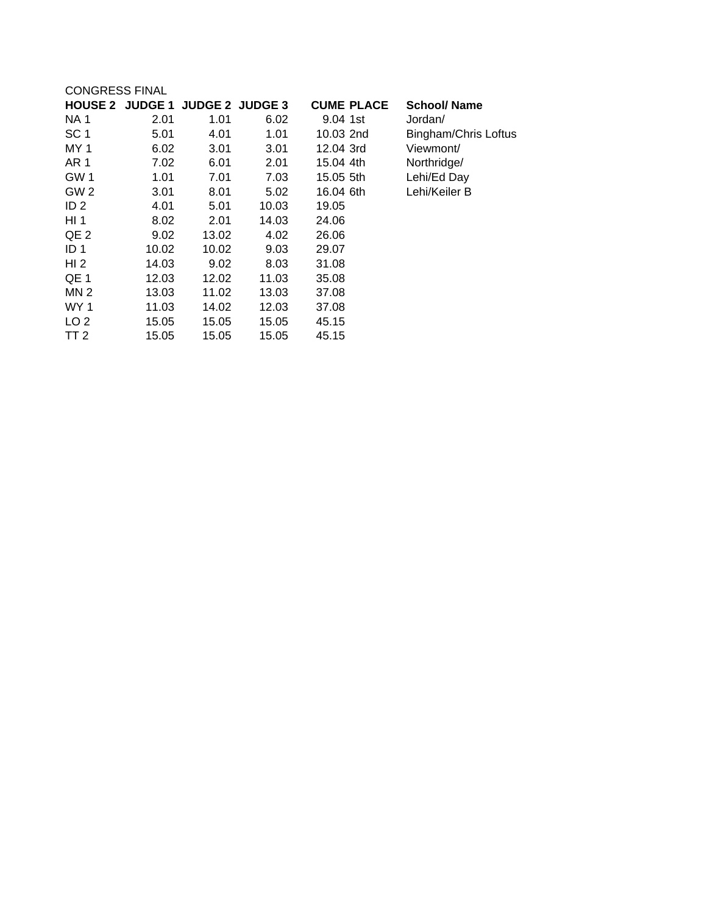CONGRESS FINAL

| HOUSE 2 | JUDGE 1 | JUDGE 2 | JUDGE 3 | CUME | PLACE | School/ Name |
|---|---|---|---|---|---|---|
| NA 1 | 2.01 | 1.01 | 6.02 | 9.04 | 1st | Jordan/ |
| SC 1 | 5.01 | 4.01 | 1.01 | 10.03 | 2nd | Bingham/Chris Loftus |
| MY 1 | 6.02 | 3.01 | 3.01 | 12.04 | 3rd | Viewmont/ |
| AR 1 | 7.02 | 6.01 | 2.01 | 15.04 | 4th | Northridge/ |
| GW 1 | 1.01 | 7.01 | 7.03 | 15.05 | 5th | Lehi/Ed Day |
| GW 2 | 3.01 | 8.01 | 5.02 | 16.04 | 6th | Lehi/Keiler B |
| ID 2 | 4.01 | 5.01 | 10.03 | 19.05 | | |
| HI 1 | 8.02 | 2.01 | 14.03 | 24.06 | | |
| QE 2 | 9.02 | 13.02 | 4.02 | 26.06 | | |
| ID 1 | 10.02 | 10.02 | 9.03 | 29.07 | | |
| HI 2 | 14.03 | 9.02 | 8.03 | 31.08 | | |
| QE 1 | 12.03 | 12.02 | 11.03 | 35.08 | | |
| MN 2 | 13.03 | 11.02 | 13.03 | 37.08 | | |
| WY 1 | 11.03 | 14.02 | 12.03 | 37.08 | | |
| LO 2 | 15.05 | 15.05 | 15.05 | 45.15 | | |
| TT 2 | 15.05 | 15.05 | 15.05 | 45.15 | | |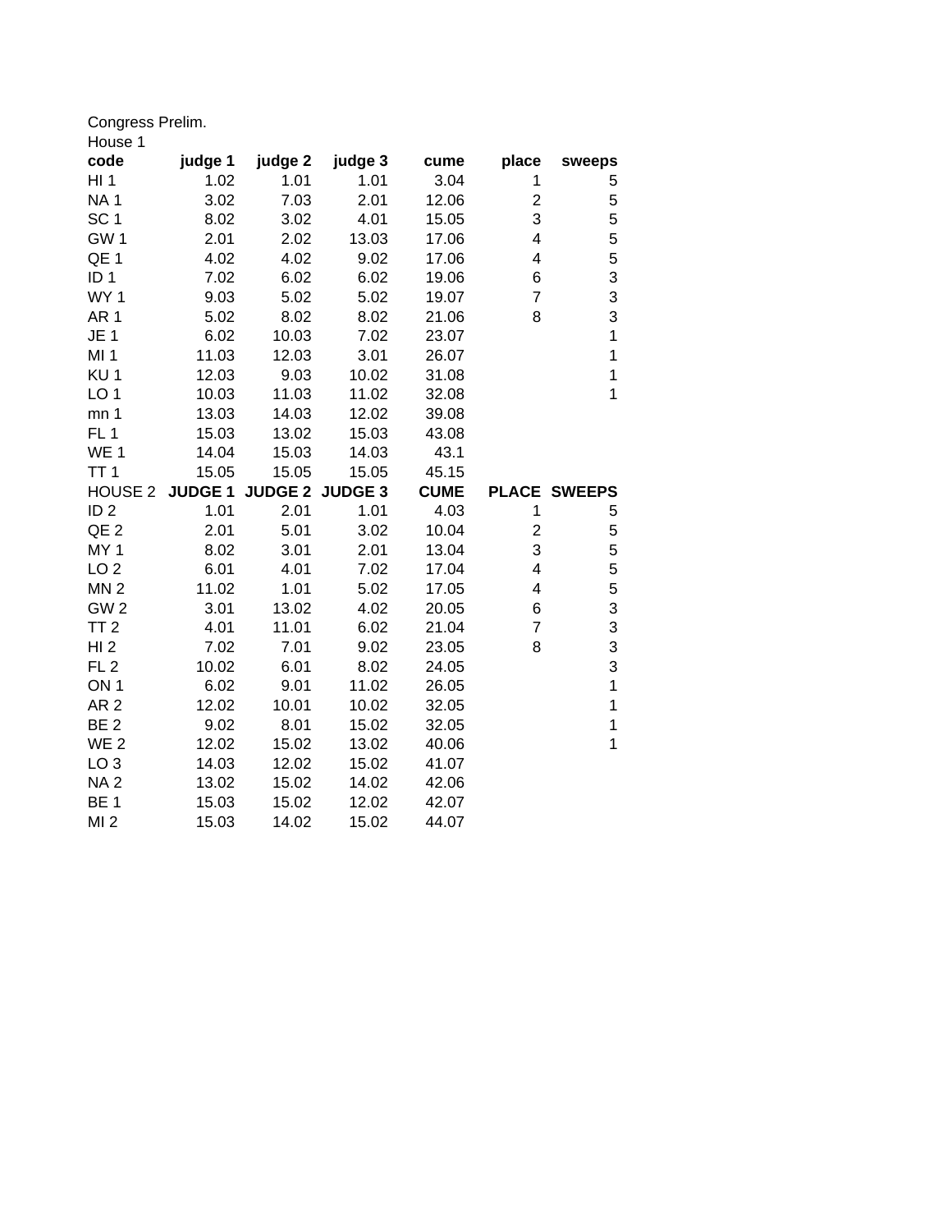Congress Prelim.

House 1

| code | judge 1 | judge 2 | judge 3 | cume | place | sweeps |
|---|---|---|---|---|---|---|
| HI 1 | 1.02 | 1.01 | 1.01 | 3.04 | 1 | 5 |
| NA 1 | 3.02 | 7.03 | 2.01 | 12.06 | 2 | 5 |
| SC 1 | 8.02 | 3.02 | 4.01 | 15.05 | 3 | 5 |
| GW 1 | 2.01 | 2.02 | 13.03 | 17.06 | 4 | 5 |
| QE 1 | 4.02 | 4.02 | 9.02 | 17.06 | 4 | 5 |
| ID 1 | 7.02 | 6.02 | 6.02 | 19.06 | 6 | 3 |
| WY 1 | 9.03 | 5.02 | 5.02 | 19.07 | 7 | 3 |
| AR 1 | 5.02 | 8.02 | 8.02 | 21.06 | 8 | 3 |
| JE 1 | 6.02 | 10.03 | 7.02 | 23.07 | | 1 |
| MI 1 | 11.03 | 12.03 | 3.01 | 26.07 | | 1 |
| KU 1 | 12.03 | 9.03 | 10.02 | 31.08 | | 1 |
| LO 1 | 10.03 | 11.03 | 11.02 | 32.08 | | 1 |
| mn 1 | 13.03 | 14.03 | 12.02 | 39.08 | | |
| FL 1 | 15.03 | 13.02 | 15.03 | 43.08 | | |
| WE 1 | 14.04 | 15.03 | 14.03 | 43.1 | | |
| TT 1 | 15.05 | 15.05 | 15.05 | 45.15 | | |
| HOUSE 2 | **JUDGE 1** | **JUDGE 2** | **JUDGE 3** | **CUME** | **PLACE** | **SWEEPS** |
| ID 2 | 1.01 | 2.01 | 1.01 | 4.03 | 1 | 5 |
| QE 2 | 2.01 | 5.01 | 3.02 | 10.04 | 2 | 5 |
| MY 1 | 8.02 | 3.01 | 2.01 | 13.04 | 3 | 5 |
| LO 2 | 6.01 | 4.01 | 7.02 | 17.04 | 4 | 5 |
| MN 2 | 11.02 | 1.01 | 5.02 | 17.05 | 4 | 5 |
| GW 2 | 3.01 | 13.02 | 4.02 | 20.05 | 6 | 3 |
| TT 2 | 4.01 | 11.01 | 6.02 | 21.04 | 7 | 3 |
| HI 2 | 7.02 | 7.01 | 9.02 | 23.05 | 8 | 3 |
| FL 2 | 10.02 | 6.01 | 8.02 | 24.05 | | 3 |
| ON 1 | 6.02 | 9.01 | 11.02 | 26.05 | | 1 |
| AR 2 | 12.02 | 10.01 | 10.02 | 32.05 | | 1 |
| BE 2 | 9.02 | 8.01 | 15.02 | 32.05 | | 1 |
| WE 2 | 12.02 | 15.02 | 13.02 | 40.06 | | 1 |
| LO 3 | 14.03 | 12.02 | 15.02 | 41.07 | | |
| NA 2 | 13.02 | 15.02 | 14.02 | 42.06 | | |
| BE 1 | 15.03 | 15.02 | 12.02 | 42.07 | | |
| MI 2 | 15.03 | 14.02 | 15.02 | 44.07 | | |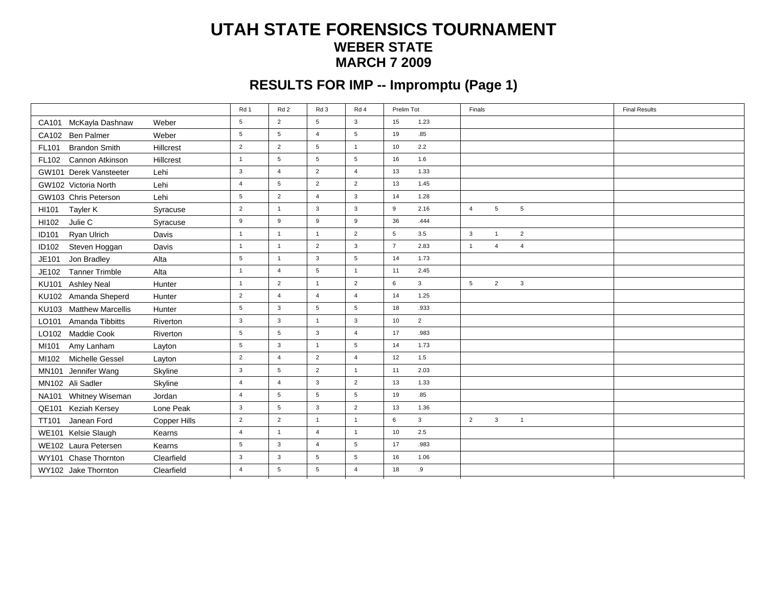# UTAH STATE FORENSICS TOURNAMENT

## WEBER STATE

## MARCH 7 2009

## RESULTS FOR IMP -- Impromptu (Page 1)

| | | | Rd 1 | Rd 2 | Rd 3 | Rd 4 | Prelim Tot | | Finals | | | Final Results |
|---|---|---|---|---|---|---|---|---|---|---|---|---|
| CA101 | McKayla Dashnaw | Weber | 5 | 2 | 5 | 3 | 15 | 1.23 | | | | |
| CA102 | Ben Palmer | Weber | 5 | 5 | 4 | 5 | 19 | .85 | | | | |
| FL101 | Brandon Smith | Hillcrest | 2 | 2 | 5 | 1 | 10 | 2.2 | | | | |
| FL102 | Cannon Atkinson | Hillcrest | 1 | 5 | 5 | 5 | 16 | 1.6 | | | | |
| GW101 | Derek Vansteeter | Lehi | 3 | 4 | 2 | 4 | 13 | 1.33 | | | | |
| GW102 | Victoria North | Lehi | 4 | 5 | 2 | 2 | 13 | 1.45 | | | | |
| GW103 | Chris Peterson | Lehi | 5 | 2 | 4 | 3 | 14 | 1.28 | | | | |
| HI101 | Tayler K | Syracuse | 2 | 1 | 3 | 3 | 9 | 2.16 | 4 | 5 | 5 | |
| HI102 | Julie C | Syracuse | 9 | 9 | 9 | 9 | 36 | .444 | | | | |
| ID101 | Ryan Ulrich | Davis | 1 | 1 | 1 | 2 | 5 | 3.5 | 3 | 1 | 2 | |
| ID102 | Steven Hoggan | Davis | 1 | 1 | 2 | 3 | 7 | 2.83 | 1 | 4 | 4 | |
| JE101 | Jon Bradley | Alta | 5 | 1 | 3 | 5 | 14 | 1.73 | | | | |
| JE102 | Tanner Trimble | Alta | 1 | 4 | 5 | 1 | 11 | 2.45 | | | | |
| KU101 | Ashley Neal | Hunter | 1 | 2 | 1 | 2 | 6 | 3 | 5 | 2 | 3 | |
| KU102 | Amanda Sheperd | Hunter | 2 | 4 | 4 | 4 | 14 | 1.25 | | | | |
| KU103 | Matthew Marcellis | Hunter | 5 | 3 | 5 | 5 | 18 | .933 | | | | |
| LO101 | Amanda Tibbitts | Riverton | 3 | 3 | 1 | 3 | 10 | 2 | | | | |
| LO102 | Maddie Cook | Riverton | 5 | 5 | 3 | 4 | 17 | .983 | | | | |
| MI101 | Amy Lanham | Layton | 5 | 3 | 1 | 5 | 14 | 1.73 | | | | |
| MI102 | Michelle Gessel | Layton | 2 | 4 | 2 | 4 | 12 | 1.5 | | | | |
| MN101 | Jennifer Wang | Skyline | 3 | 5 | 2 | 1 | 11 | 2.03 | | | | |
| MN102 | Ali Sadler | Skyline | 4 | 4 | 3 | 2 | 13 | 1.33 | | | | |
| NA101 | Whitney Wiseman | Jordan | 4 | 5 | 5 | 5 | 19 | .85 | | | | |
| QE101 | Keziah Kersey | Lone Peak | 3 | 5 | 3 | 2 | 13 | 1.36 | | | | |
| TT101 | Janean Ford | Copper Hills | 2 | 2 | 1 | 1 | 6 | 3 | 2 | 3 | 1 | |
| WE101 | Kelsie Slaugh | Kearns | 4 | 1 | 4 | 1 | 10 | 2.5 | | | | |
| WE102 | Laura Petersen | Kearns | 5 | 3 | 4 | 5 | 17 | .983 | | | | |
| WY101 | Chase Thornton | Clearfield | 3 | 3 | 5 | 5 | 16 | 1.06 | | | | |
| WY102 | Jake Thornton | Clearfield | 4 | 5 | 5 | 4 | 18 | .9 | | | | |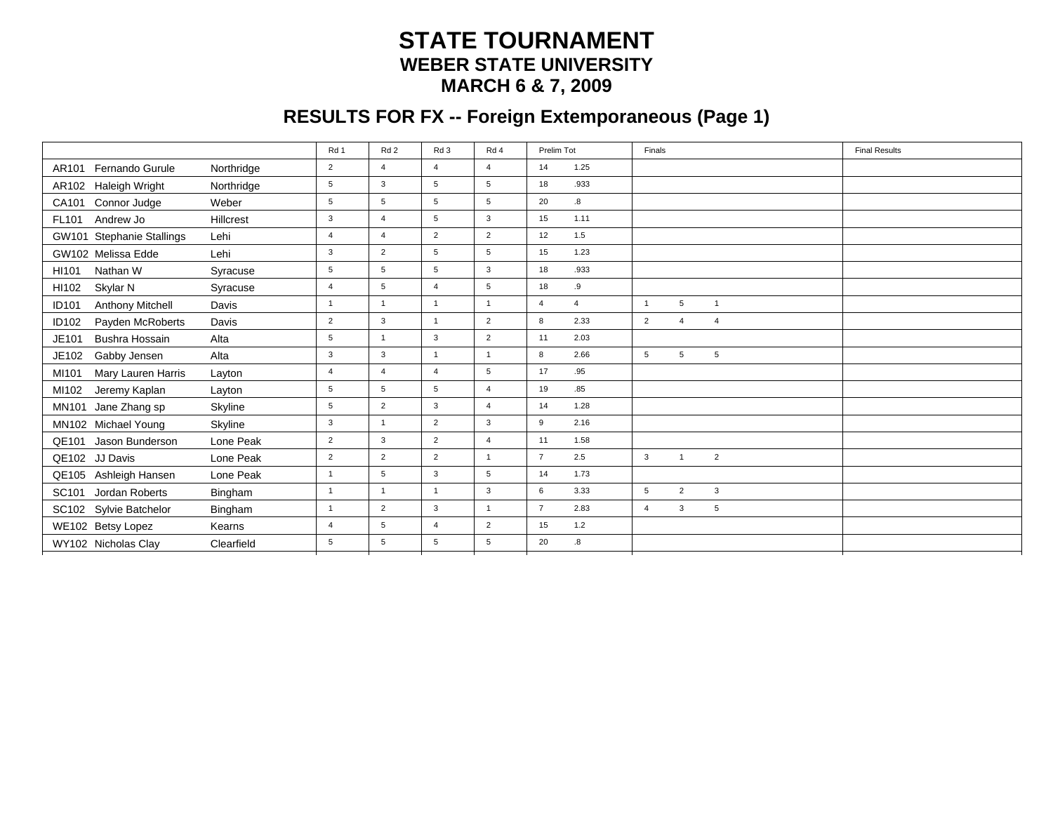# STATE TOURNAMENT
## WEBER STATE UNIVERSITY
## MARCH 6 & 7, 2009

## RESULTS FOR FX -- Foreign Extemporaneous (Page 1)

| Code | Name | School | Rd 1 | Rd 2 | Rd 3 | Rd 4 | Prelim Tot | | Finals | | | Final Results |
|---|---|---|---|---|---|---|---|---|---|---|---|---|
| AR101 | Fernando Gurule | Northridge | 2 | 4 | 4 | 4 | 14 | 1.25 | | | | |
| AR102 | Haleigh Wright | Northridge | 5 | 3 | 5 | 5 | 18 | .933 | | | | |
| CA101 | Connor Judge | Weber | 5 | 5 | 5 | 5 | 20 | .8 | | | | |
| FL101 | Andrew Jo | Hillcrest | 3 | 4 | 5 | 3 | 15 | 1.11 | | | | |
| GW101 | Stephanie Stallings | Lehi | 4 | 4 | 2 | 2 | 12 | 1.5 | | | | |
| GW102 | Melissa Edde | Lehi | 3 | 2 | 5 | 5 | 15 | 1.23 | | | | |
| HI101 | Nathan W | Syracuse | 5 | 5 | 5 | 3 | 18 | .933 | | | | |
| HI102 | Skylar N | Syracuse | 4 | 5 | 4 | 5 | 18 | .9 | | | | |
| ID101 | Anthony Mitchell | Davis | 1 | 1 | 1 | 1 | 4 | 4 | 1 | 5 | 1 | |
| ID102 | Payden McRoberts | Davis | 2 | 3 | 1 | 2 | 8 | 2.33 | 2 | 4 | 4 | |
| JE101 | Bushra Hossain | Alta | 5 | 1 | 3 | 2 | 11 | 2.03 | | | | |
| JE102 | Gabby Jensen | Alta | 3 | 3 | 1 | 1 | 8 | 2.66 | 5 | 5 | 5 | |
| MI101 | Mary Lauren Harris | Layton | 4 | 4 | 4 | 5 | 17 | .95 | | | | |
| MI102 | Jeremy Kaplan | Layton | 5 | 5 | 5 | 4 | 19 | .85 | | | | |
| MN101 | Jane Zhang sp | Skyline | 5 | 2 | 3 | 4 | 14 | 1.28 | | | | |
| MN102 | Michael Young | Skyline | 3 | 1 | 2 | 3 | 9 | 2.16 | | | | |
| QE101 | Jason Bunderson | Lone Peak | 2 | 3 | 2 | 4 | 11 | 1.58 | | | | |
| QE102 | JJ Davis | Lone Peak | 2 | 2 | 2 | 1 | 7 | 2.5 | 3 | 1 | 2 | |
| QE105 | Ashleigh Hansen | Lone Peak | 1 | 5 | 3 | 5 | 14 | 1.73 | | | | |
| SC101 | Jordan Roberts | Bingham | 1 | 1 | 1 | 3 | 6 | 3.33 | 5 | 2 | 3 | |
| SC102 | Sylvie Batchelor | Bingham | 1 | 2 | 3 | 1 | 7 | 2.83 | 4 | 3 | 5 | |
| WE102 | Betsy Lopez | Kearns | 4 | 5 | 4 | 2 | 15 | 1.2 | | | | |
| WY102 | Nicholas Clay | Clearfield | 5 | 5 | 5 | 5 | 20 | .8 | | | | |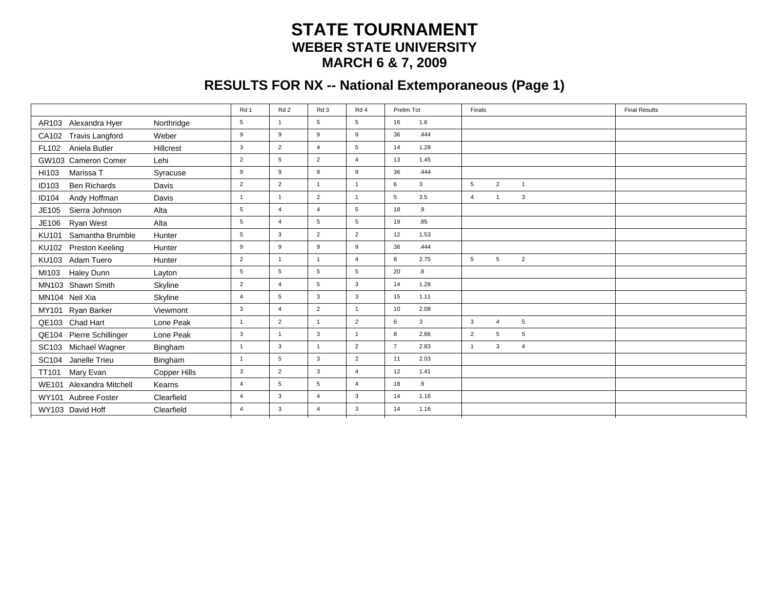# STATE TOURNAMENT
## WEBER STATE UNIVERSITY
## MARCH 6 & 7, 2009

## RESULTS FOR NX -- National Extemporaneous (Page 1)

| | | Rd 1 | Rd 2 | Rd 3 | Rd 4 | Prelim Tot | | Finals | | | Final Results |
|---|---|---|---|---|---|---|---|---|---|---|---|
| AR103 Alexandra Hyer | Northridge | 5 | 1 | 5 | 5 | 16 | 1.6 | | | | |
| CA102 Travis Langford | Weber | 9 | 9 | 9 | 9 | 36 | .444 | | | | |
| FL102 Aniela Butler | Hillcrest | 3 | 2 | 4 | 5 | 14 | 1.28 | | | | |
| GW103 Cameron Comer | Lehi | 2 | 5 | 2 | 4 | 13 | 1.45 | | | | |
| HI103 Marissa T | Syracuse | 9 | 9 | 9 | 9 | 36 | .444 | | | | |
| ID103 Ben Richards | Davis | 2 | 2 | 1 | 1 | 6 | 3 | 5 | 2 | 1 | |
| ID104 Andy Hoffman | Davis | 1 | 1 | 2 | 1 | 5 | 3.5 | 4 | 1 | 3 | |
| JE105 Sierra Johnson | Alta | 5 | 4 | 4 | 5 | 18 | .9 | | | | |
| JE106 Ryan West | Alta | 5 | 4 | 5 | 5 | 19 | .85 | | | | |
| KU101 Samantha Brumble | Hunter | 5 | 3 | 2 | 2 | 12 | 1.53 | | | | |
| KU102 Preston Keeling | Hunter | 9 | 9 | 9 | 9 | 36 | .444 | | | | |
| KU103 Adam Tuero | Hunter | 2 | 1 | 1 | 4 | 8 | 2.75 | 5 | 5 | 2 | |
| MI103 Haley Dunn | Layton | 5 | 5 | 5 | 5 | 20 | .8 | | | | |
| MN103 Shawn Smith | Skyline | 2 | 4 | 5 | 3 | 14 | 1.28 | | | | |
| MN104 Neil Xia | Skyline | 4 | 5 | 3 | 3 | 15 | 1.11 | | | | |
| MY101 Ryan Barker | Viewmont | 3 | 4 | 2 | 1 | 10 | 2.08 | | | | |
| QE103 Chad Hart | Lone Peak | 1 | 2 | 1 | 2 | 6 | 3 | 3 | 4 | 5 | |
| QE104 Pierre Schillinger | Lone Peak | 3 | 1 | 3 | 1 | 8 | 2.66 | 2 | 5 | 5 | |
| SC103 Michael Wagner | Bingham | 1 | 3 | 1 | 2 | 7 | 2.83 | 1 | 3 | 4 | |
| SC104 Janelle Trieu | Bingham | 1 | 5 | 3 | 2 | 11 | 2.03 | | | | |
| TT101 Mary Evan | Copper Hills | 3 | 2 | 3 | 4 | 12 | 1.41 | | | | |
| WE101 Alexandra Mitchell | Kearns | 4 | 5 | 5 | 4 | 18 | .9 | | | | |
| WY101 Aubree Foster | Clearfield | 4 | 3 | 4 | 3 | 14 | 1.16 | | | | |
| WY103 David Hoff | Clearfield | 4 | 3 | 4 | 3 | 14 | 1.16 | | | | |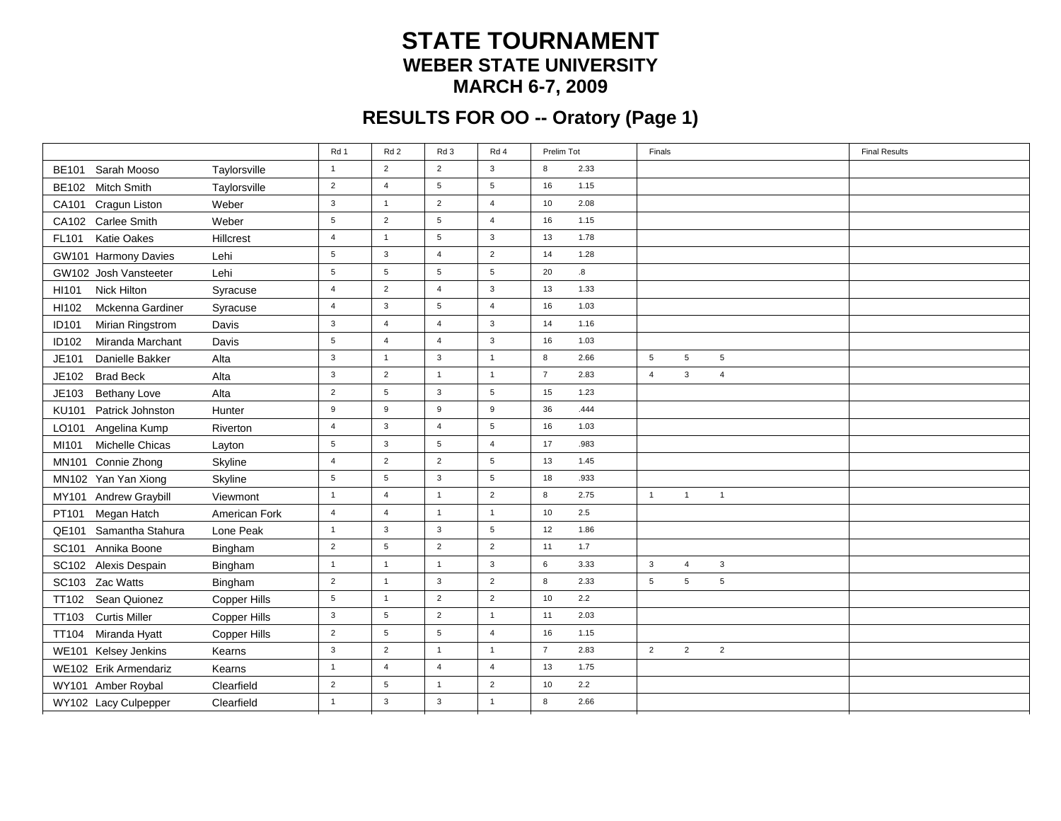# STATE TOURNAMENT

## WEBER STATE UNIVERSITY

## MARCH 6-7, 2009

## RESULTS FOR OO -- Oratory (Page 1)

| | | | Rd 1 | Rd 2 | Rd 3 | Rd 4 | Prelim Tot | | Finals | | | Final Results |
|---|---|---|---|---|---|---|---|---|---|---|---|---|
| BE101 | Sarah Mooso | Taylorsville | 1 | 2 | 2 | 3 | 8 | 2.33 | | | | |
| BE102 | Mitch Smith | Taylorsville | 2 | 4 | 5 | 5 | 16 | 1.15 | | | | |
| CA101 | Cragun Liston | Weber | 3 | 1 | 2 | 4 | 10 | 2.08 | | | | |
| CA102 | Carlee Smith | Weber | 5 | 2 | 5 | 4 | 16 | 1.15 | | | | |
| FL101 | Katie Oakes | Hillcrest | 4 | 1 | 5 | 3 | 13 | 1.78 | | | | |
| GW101 | Harmony Davies | Lehi | 5 | 3 | 4 | 2 | 14 | 1.28 | | | | |
| GW102 | Josh Vansteeter | Lehi | 5 | 5 | 5 | 5 | 20 | .8 | | | | |
| HI101 | Nick Hilton | Syracuse | 4 | 2 | 4 | 3 | 13 | 1.33 | | | | |
| HI102 | Mckenna Gardiner | Syracuse | 4 | 3 | 5 | 4 | 16 | 1.03 | | | | |
| ID101 | Mirian Ringstrom | Davis | 3 | 4 | 4 | 3 | 14 | 1.16 | | | | |
| ID102 | Miranda Marchant | Davis | 5 | 4 | 4 | 3 | 16 | 1.03 | | | | |
| JE101 | Danielle Bakker | Alta | 3 | 1 | 3 | 1 | 8 | 2.66 | 5 | 5 | 5 | |
| JE102 | Brad Beck | Alta | 3 | 2 | 1 | 1 | 7 | 2.83 | 4 | 3 | 4 | |
| JE103 | Bethany Love | Alta | 2 | 5 | 3 | 5 | 15 | 1.23 | | | | |
| KU101 | Patrick Johnston | Hunter | 9 | 9 | 9 | 9 | 36 | .444 | | | | |
| LO101 | Angelina Kump | Riverton | 4 | 3 | 4 | 5 | 16 | 1.03 | | | | |
| MI101 | Michelle Chicas | Layton | 5 | 3 | 5 | 4 | 17 | .983 | | | | |
| MN101 | Connie Zhong | Skyline | 4 | 2 | 2 | 5 | 13 | 1.45 | | | | |
| MN102 | Yan Yan Xiong | Skyline | 5 | 5 | 3 | 5 | 18 | .933 | | | | |
| MY101 | Andrew Graybill | Viewmont | 1 | 4 | 1 | 2 | 8 | 2.75 | 1 | 1 | 1 | |
| PT101 | Megan Hatch | American Fork | 4 | 4 | 1 | 1 | 10 | 2.5 | | | | |
| QE101 | Samantha Stahura | Lone Peak | 1 | 3 | 3 | 5 | 12 | 1.86 | | | | |
| SC101 | Annika Boone | Bingham | 2 | 5 | 2 | 2 | 11 | 1.7 | | | | |
| SC102 | Alexis Despain | Bingham | 1 | 1 | 1 | 3 | 6 | 3.33 | 3 | 4 | 3 | |
| SC103 | Zac Watts | Bingham | 2 | 1 | 3 | 2 | 8 | 2.33 | 5 | 5 | 5 | |
| TT102 | Sean Quionez | Copper Hills | 5 | 1 | 2 | 2 | 10 | 2.2 | | | | |
| TT103 | Curtis Miller | Copper Hills | 3 | 5 | 2 | 1 | 11 | 2.03 | | | | |
| TT104 | Miranda Hyatt | Copper Hills | 2 | 5 | 5 | 4 | 16 | 1.15 | | | | |
| WE101 | Kelsey Jenkins | Kearns | 3 | 2 | 1 | 1 | 7 | 2.83 | 2 | 2 | 2 | |
| WE102 | Erik Armendariz | Kearns | 1 | 4 | 4 | 4 | 13 | 1.75 | | | | |
| WY101 | Amber Roybal | Clearfield | 2 | 5 | 1 | 2 | 10 | 2.2 | | | | |
| WY102 | Lacy Culpepper | Clearfield | 1 | 3 | 3 | 1 | 8 | 2.66 | | | | |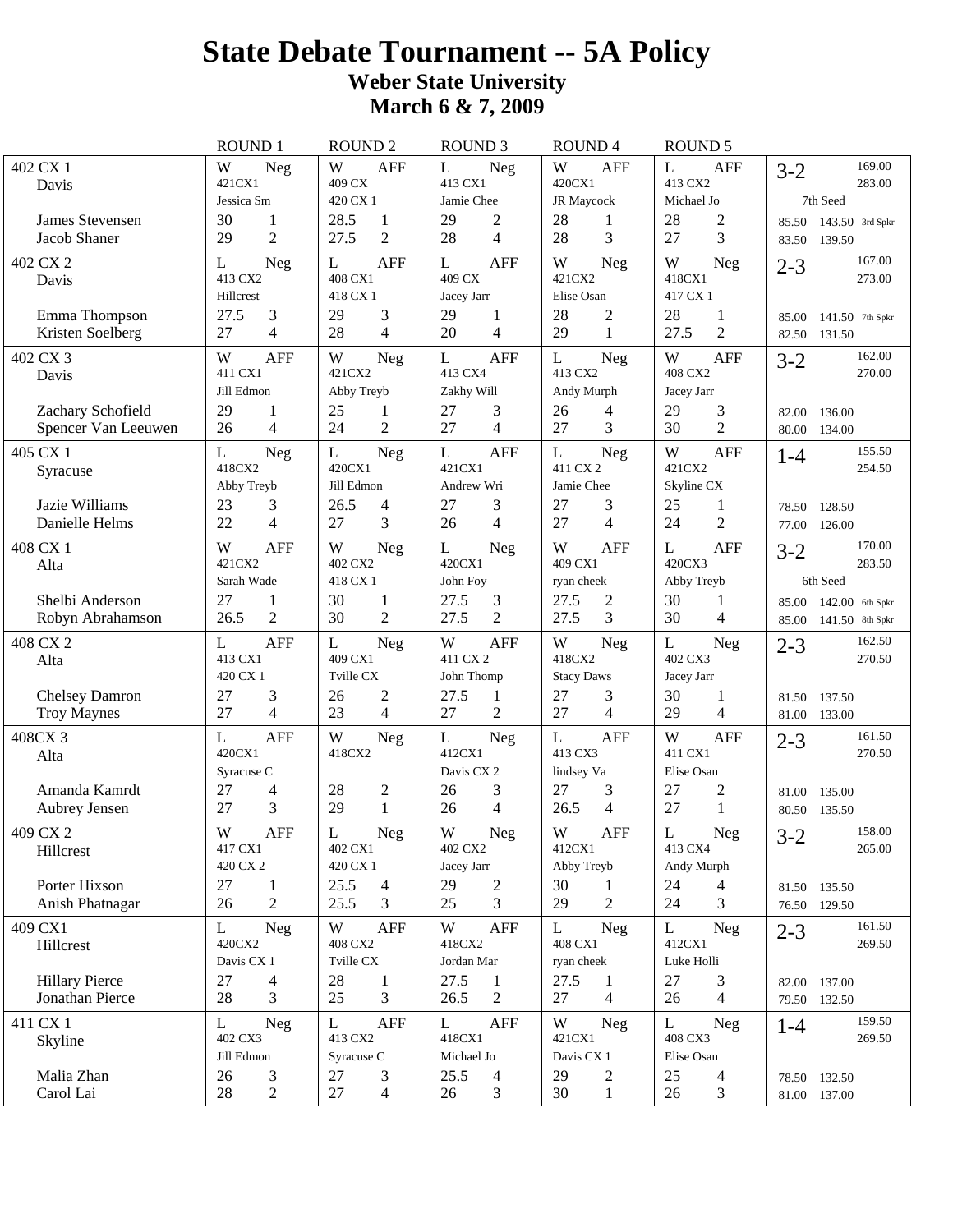# State Debate Tournament -- 5A Policy

## Weber State University

## March 6 & 7, 2009

| Team | ROUND 1 | ROUND 2 | ROUND 3 | ROUND 4 | ROUND 5 | Totals |
|---|---|---|---|---|---|---|
| 402 CX 1<br>Davis | W Neg<br>421CX1<br>Jessica Sm | W AFF<br>409 CX<br>420 CX 1 | L Neg<br>413 CX1<br>Jamie Chee | W AFF<br>420CX1<br>JR Maycock | L AFF<br>413 CX2<br>Michael Jo | 3-2 169.00<br>283.00<br>7th Seed |
| James Stevensen | 30 1 | 28.5 1 | 29 2 | 28 1 | 28 2 | 85.50 143.50 3rd Spkr |
| Jacob Shaner | 29 2 | 27.5 2 | 28 4 | 28 3 | 27 3 | 83.50 139.50 |
| 402 CX 2<br>Davis | L Neg<br>413 CX2<br>Hillcrest | L AFF<br>408 CX1<br>418 CX 1 | L AFF<br>409 CX<br>Jacey Jarr | W Neg<br>421CX2<br>Elise Osan | W Neg<br>418CX1<br>417 CX 1 | 2-3 167.00<br>273.00 |
| Emma Thompson | 27.5 3 | 29 3 | 29 1 | 28 2 | 28 1 | 85.00 141.50 7th Spkr |
| Kristen Soelberg | 27 4 | 28 4 | 20 4 | 29 1 | 27.5 2 | 82.50 131.50 |
| 402 CX 3<br>Davis | W AFF<br>411 CX1<br>Jill Edmon | W Neg<br>421CX2<br>Abby Treyb | L AFF<br>413 CX4<br>Zakhy Will | L Neg<br>413 CX2<br>Andy Murph | W AFF<br>408 CX2<br>Jacey Jarr | 3-2 162.00<br>270.00 |
| Zachary Schofield | 29 1 | 25 1 | 27 3 | 26 4 | 29 3 | 82.00 136.00 |
| Spencer Van Leeuwen | 26 4 | 24 2 | 27 4 | 27 3 | 30 2 | 80.00 134.00 |
| 405 CX 1<br>Syracuse | L Neg<br>418CX2<br>Abby Treyb | L Neg<br>420CX1<br>Jill Edmon | L AFF<br>421CX1<br>Andrew Wri | L Neg<br>411 CX 2<br>Jamie Chee | W AFF<br>421CX2<br>Skyline CX | 1-4 155.50<br>254.50 |
| Jazie Williams | 23 3 | 26.5 4 | 27 3 | 27 3 | 25 1 | 78.50 128.50 |
| Danielle Helms | 22 4 | 27 3 | 26 4 | 27 4 | 24 2 | 77.00 126.00 |
| 408 CX 1<br>Alta | W AFF<br>421CX2<br>Sarah Wade | W Neg<br>402 CX2<br>418 CX 1 | L Neg<br>420CX1<br>John Foy | W AFF<br>409 CX1<br>ryan cheek | L AFF<br>420CX3<br>Abby Treyb | 3-2 170.00<br>283.50<br>6th Seed |
| Shelbi Anderson | 27 1 | 30 1 | 27.5 3 | 27.5 2 | 30 1 | 85.00 142.00 6th Spkr |
| Robyn Abrahamson | 26.5 2 | 30 2 | 27.5 2 | 27.5 3 | 30 4 | 85.00 141.50 8th Spkr |
| 408 CX 2<br>Alta | L AFF<br>413 CX1<br>420 CX 1 | L Neg<br>409 CX1<br>Tville CX | W AFF<br>411 CX 2<br>John Thomp | W Neg<br>418CX2<br>Stacy Daws | L Neg<br>402 CX3<br>Jacey Jarr | 2-3 162.50<br>270.50 |
| Chelsey Damron | 27 3 | 26 2 | 27.5 1 | 27 3 | 30 1 | 81.50 137.50 |
| Troy Maynes | 27 4 | 23 4 | 27 2 | 27 4 | 29 4 | 81.00 133.00 |
| 408CX 3<br>Alta | L AFF<br>420CX1<br>Syracuse C | W Neg<br>418CX2 | L Neg<br>412CX1<br>Davis CX 2 | L AFF<br>413 CX3<br>lindsey Va | W AFF<br>411 CX1<br>Elise Osan | 2-3 161.50<br>270.50 |
| Amanda Kamrdt | 27 4 | 28 2 | 26 3 | 27 3 | 27 2 | 81.00 135.00 |
| Aubrey Jensen | 27 3 | 29 1 | 26 4 | 26.5 4 | 27 1 | 80.50 135.50 |
| 409 CX 2<br>Hillcrest | W AFF<br>417 CX1<br>420 CX 2 | L Neg<br>402 CX1<br>420 CX 1 | W Neg<br>402 CX2<br>Jacey Jarr | W AFF<br>412CX1<br>Abby Treyb | L Neg<br>413 CX4<br>Andy Murph | 3-2 158.00<br>265.00 |
| Porter Hixson | 27 1 | 25.5 4 | 29 2 | 30 1 | 24 4 | 81.50 135.50 |
| Anish Phatnagar | 26 2 | 25.5 3 | 25 3 | 29 2 | 24 3 | 76.50 129.50 |
| 409 CX1<br>Hillcrest | L Neg<br>420CX2<br>Davis CX 1 | W AFF<br>408 CX2<br>Tville CX | W AFF<br>418CX2<br>Jordan Mar | L Neg<br>408 CX1<br>ryan cheek | L Neg<br>412CX1<br>Luke Holli | 2-3 161.50<br>269.50 |
| Hillary Pierce | 27 4 | 28 1 | 27.5 1 | 27.5 1 | 27 3 | 82.00 137.00 |
| Jonathan Pierce | 28 3 | 25 3 | 26.5 2 | 27 4 | 26 4 | 79.50 132.50 |
| 411 CX 1<br>Skyline | L Neg<br>402 CX3<br>Jill Edmon | L AFF<br>413 CX2<br>Syracuse C | L AFF<br>418CX1<br>Michael Jo | W Neg<br>421CX1<br>Davis CX 1 | L Neg<br>408 CX3<br>Elise Osan | 1-4 159.50<br>269.50 |
| Malia Zhan | 26 3 | 27 3 | 25.5 4 | 29 2 | 25 4 | 78.50 132.50 |
| Carol Lai | 28 2 | 27 4 | 26 3 | 30 1 | 26 3 | 81.00 137.00 |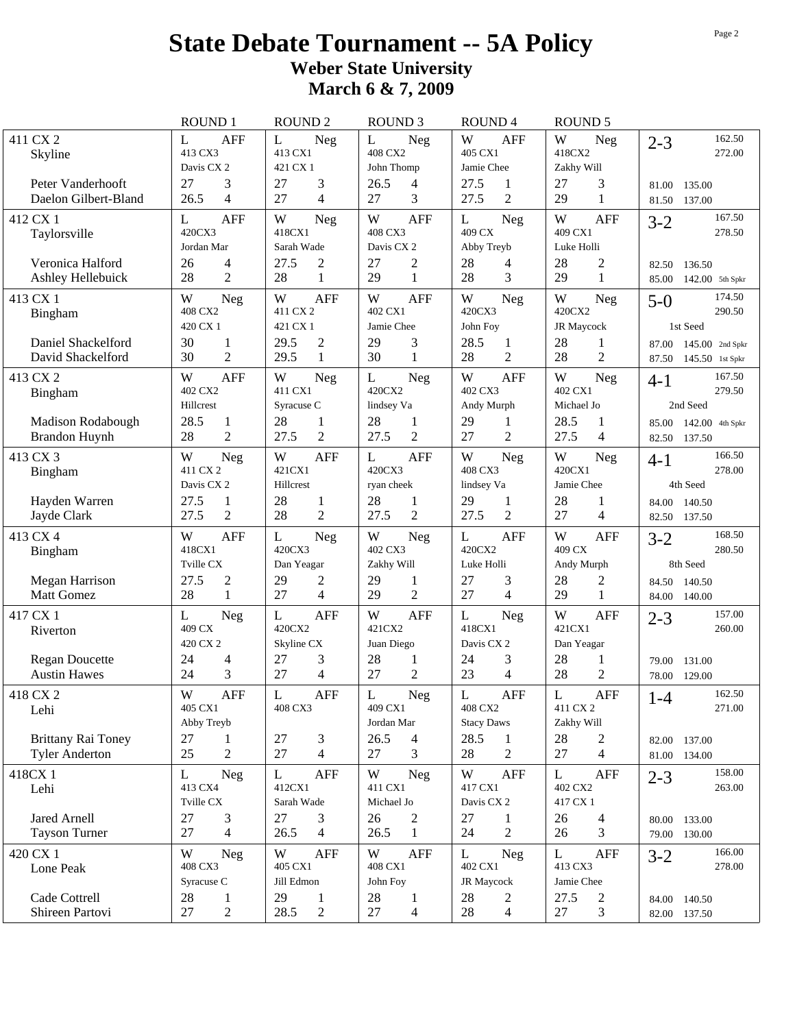# State Debate Tournament -- 5A Policy

## Weber State University

## March 6 & 7, 2009

| | ROUND 1 | ROUND 2 | ROUND 3 | ROUND 4 | ROUND 5 | |
|---|---|---|---|---|---|---|
| 411 CX 2<br>Skyline | L AFF<br>413 CX3<br>Davis CX 2 | L Neg<br>413 CX1<br>421 CX 1 | L Neg<br>408 CX2<br>John Thomp | W AFF<br>405 CX1<br>Jamie Chee | W Neg<br>418CX2<br>Zakhy Will | 2-3 162.50<br>272.00 |
| Peter Vanderhooft<br>Daelon Gilbert-Bland | 27 3<br>26.5 4 | 27 3<br>27 4 | 26.5 4<br>27 3 | 27.5 1<br>27.5 2 | 27 3<br>29 1 | 81.00 135.00<br>81.50 137.00 |
| 412 CX 1<br>Taylorsville | L AFF<br>420CX3<br>Jordan Mar | W Neg<br>418CX1<br>Sarah Wade | W AFF<br>408 CX3<br>Davis CX 2 | L Neg<br>409 CX<br>Abby Treyb | W AFF<br>409 CX1<br>Luke Holli | 3-2 167.50<br>278.50 |
| Veronica Halford<br>Ashley Hellebuick | 26 4<br>28 2 | 27.5 2<br>28 1 | 27 2<br>29 1 | 28 4<br>28 3 | 28 2<br>29 1 | 82.50 136.50<br>85.00 142.00 5th Spkr |
| 413 CX 1<br>Bingham | W Neg<br>408 CX2<br>420 CX 1 | W AFF<br>411 CX 2<br>421 CX 1 | W AFF<br>402 CX1<br>Jamie Chee | W Neg<br>420CX3<br>John Foy | W Neg<br>420CX2<br>JR Maycock | 5-0 174.50<br>290.50<br>1st Seed |
| Daniel Shackelford<br>David Shackelford | 30 1<br>30 2 | 29.5 2<br>29.5 1 | 29 3<br>30 1 | 28.5 1<br>28 2 | 28 1<br>28 2 | 87.00 145.00 2nd Spkr<br>87.50 145.50 1st Spkr |
| 413 CX 2<br>Bingham | W AFF<br>402 CX2<br>Hillcrest | W Neg<br>411 CX1<br>Syracuse C | L Neg<br>420CX2<br>lindsey Va | W AFF<br>402 CX3<br>Andy Murph | W Neg<br>402 CX1<br>Michael Jo | 4-1 167.50<br>279.50<br>2nd Seed |
| Madison Rodabough<br>Brandon Huynh | 28.5 1<br>28 2 | 28 1<br>27.5 2 | 28 1<br>27.5 2 | 29 1<br>27 2 | 28.5 1<br>27.5 4 | 85.00 142.00 4th Spkr<br>82.50 137.50 |
| 413 CX 3<br>Bingham | W Neg<br>411 CX 2<br>Davis CX 2 | W AFF<br>421CX1<br>Hillcrest | L AFF<br>420CX3<br>ryan cheek | W Neg<br>408 CX3<br>lindsey Va | W Neg<br>420CX1<br>Jamie Chee | 4-1 166.50<br>278.00<br>4th Seed |
| Hayden Warren<br>Jayde Clark | 27.5 1<br>27.5 2 | 28 1<br>28 2 | 28 1<br>27.5 2 | 29 1<br>27.5 2 | 28 1<br>27 4 | 84.00 140.50<br>82.50 137.50 |
| 413 CX 4<br>Bingham | W AFF<br>418CX1<br>Tville CX | L Neg<br>420CX3<br>Dan Yeagar | W Neg<br>402 CX3<br>Zakhy Will | L AFF<br>420CX2<br>Luke Holli | W AFF<br>409 CX<br>Andy Murph | 3-2 168.50<br>280.50<br>8th Seed |
| Megan Harrison<br>Matt Gomez | 27.5 2<br>28 1 | 29 2<br>27 4 | 29 1<br>29 2 | 27 3<br>27 4 | 28 2<br>29 1 | 84.50 140.50<br>84.00 140.00 |
| 417 CX 1<br>Riverton | L Neg<br>409 CX<br>420 CX 2 | L AFF<br>420CX2<br>Skyline CX | W AFF<br>421CX2<br>Juan Diego | L Neg<br>418CX1<br>Davis CX 2 | W AFF<br>421CX1<br>Dan Yeagar | 2-3 157.00<br>260.00 |
| Regan Doucette<br>Austin Hawes | 24 4<br>24 3 | 27 3<br>27 4 | 28 1<br>27 2 | 24 3<br>23 4 | 28 1<br>28 2 | 79.00 131.00<br>78.00 129.00 |
| 418 CX 2<br>Lehi | W AFF<br>405 CX1<br>Abby Treyb | L AFF<br>408 CX3 | L Neg<br>409 CX1<br>Jordan Mar | L AFF<br>408 CX2<br>Stacy Daws | L AFF<br>411 CX 2<br>Zakhy Will | 1-4 162.50<br>271.00 |
| Brittany Rai Toney<br>Tyler Anderton | 27 1<br>25 2 | 27 3<br>27 4 | 26.5 4<br>27 3 | 28.5 1<br>28 2 | 28 2<br>27 4 | 82.00 137.00<br>81.00 134.00 |
| 418CX 1<br>Lehi | L Neg<br>413 CX4<br>Tville CX | L AFF<br>412CX1<br>Sarah Wade | W Neg<br>411 CX1<br>Michael Jo | W AFF<br>417 CX1<br>Davis CX 2 | L AFF<br>402 CX2<br>417 CX 1 | 2-3 158.00<br>263.00 |
| Jared Arnell<br>Tayson Turner | 27 3<br>27 4 | 27 3<br>26.5 4 | 26 2<br>26.5 1 | 27 1<br>24 2 | 26 4<br>26 3 | 80.00 133.00<br>79.00 130.00 |
| 420 CX 1<br>Lone Peak | W Neg<br>408 CX3<br>Syracuse C | W AFF<br>405 CX1<br>Jill Edmon | W AFF<br>408 CX1<br>John Foy | L Neg<br>402 CX1<br>JR Maycock | L AFF<br>413 CX3<br>Jamie Chee | 3-2 166.00<br>278.00 |
| Cade Cottrell<br>Shireen Partovi | 28 1<br>27 2 | 29 1<br>28.5 2 | 28 1<br>27 4 | 28 2<br>28 4 | 27.5 2<br>27 3 | 84.00 140.50<br>82.00 137.50 |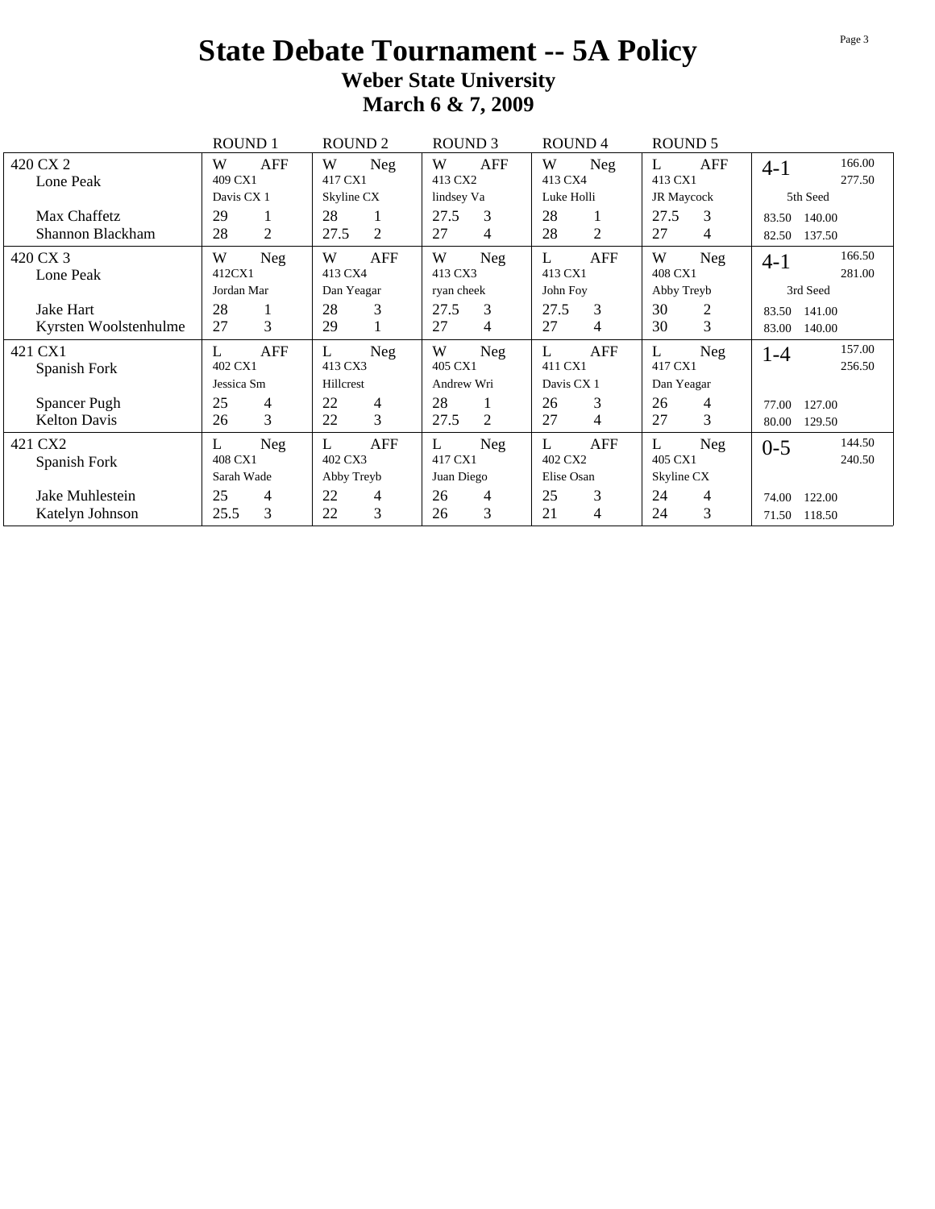# State Debate Tournament -- 5A Policy

## Weber State University

## March 6 & 7, 2009

| | ROUND 1 | ROUND 2 | ROUND 3 | ROUND 4 | ROUND 5 | |
|---|---|---|---|---|---|---|
| 420 CX 2<br>Lone Peak | W AFF<br>409 CX1<br>Davis CX 1 | W Neg<br>417 CX1<br>Skyline CX | W AFF<br>413 CX2<br>lindsey Va | W Neg<br>413 CX4<br>Luke Holli | L AFF<br>413 CX1<br>JR Maycock | 4-1 166.00 277.50<br>5th Seed |
| Max Chaffetz | 29 1 | 28 1 | 27.5 3 | 28 1 | 27.5 3 | 83.50 140.00 |
| Shannon Blackham | 28 2 | 27.5 2 | 27 4 | 28 2 | 27 4 | 82.50 137.50 |
| 420 CX 3<br>Lone Peak | W Neg<br>412CX1<br>Jordan Mar | W AFF<br>413 CX4<br>Dan Yeagar | W Neg<br>413 CX3<br>ryan cheek | L AFF<br>413 CX1<br>John Foy | W Neg<br>408 CX1<br>Abby Treyb | 4-1 166.50 281.00<br>3rd Seed |
| Jake Hart | 28 1 | 28 3 | 27.5 3 | 27.5 3 | 30 2 | 83.50 141.00 |
| Kyrsten Woolstenhulme | 27 3 | 29 1 | 27 4 | 27 4 | 30 3 | 83.00 140.00 |
| 421 CX1<br>Spanish Fork | L AFF<br>402 CX1<br>Jessica Sm | L Neg<br>413 CX3<br>Hillcrest | W Neg<br>405 CX1<br>Andrew Wri | L AFF<br>411 CX1<br>Davis CX 1 | L Neg<br>417 CX1<br>Dan Yeagar | 1-4 157.00 256.50 |
| Spancer Pugh | 25 4 | 22 4 | 28 1 | 26 3 | 26 4 | 77.00 127.00 |
| Kelton Davis | 26 3 | 22 3 | 27.5 2 | 27 4 | 27 3 | 80.00 129.50 |
| 421 CX2<br>Spanish Fork | L Neg<br>408 CX1<br>Sarah Wade | L AFF<br>402 CX3<br>Abby Treyb | L Neg<br>417 CX1<br>Juan Diego | L AFF<br>402 CX2<br>Elise Osan | L Neg<br>405 CX1<br>Skyline CX | 0-5 144.50 240.50 |
| Jake Muhlestein | 25 4 | 22 4 | 26 4 | 25 3 | 24 4 | 74.00 122.00 |
| Katelyn Johnson | 25.5 3 | 22 3 | 26 3 | 21 4 | 24 3 | 71.50 118.50 |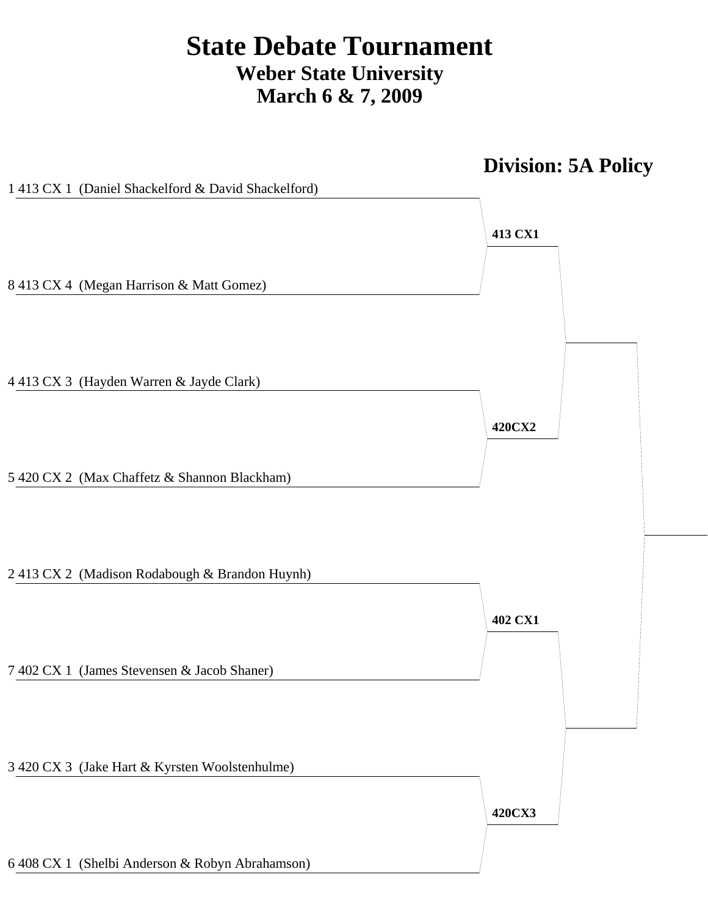# State Debate Tournament
## Weber State University
## March 6 & 7, 2009

## Division: 5A Policy

1 413 CX 1 (Daniel Shackelford & David Shackelford)

**413 CX1**

8 413 CX 4 (Megan Harrison & Matt Gomez)

4 413 CX 3 (Hayden Warren & Jayde Clark)

**420CX2**

5 420 CX 2 (Max Chaffetz & Shannon Blackham)

2 413 CX 2 (Madison Rodabough & Brandon Huynh)

**402 CX1**

7 402 CX 1 (James Stevensen & Jacob Shaner)

3 420 CX 3 (Jake Hart & Kyrsten Woolstenhulme)

**420CX3**

6 408 CX 1 (Shelbi Anderson & Robyn Abrahamson)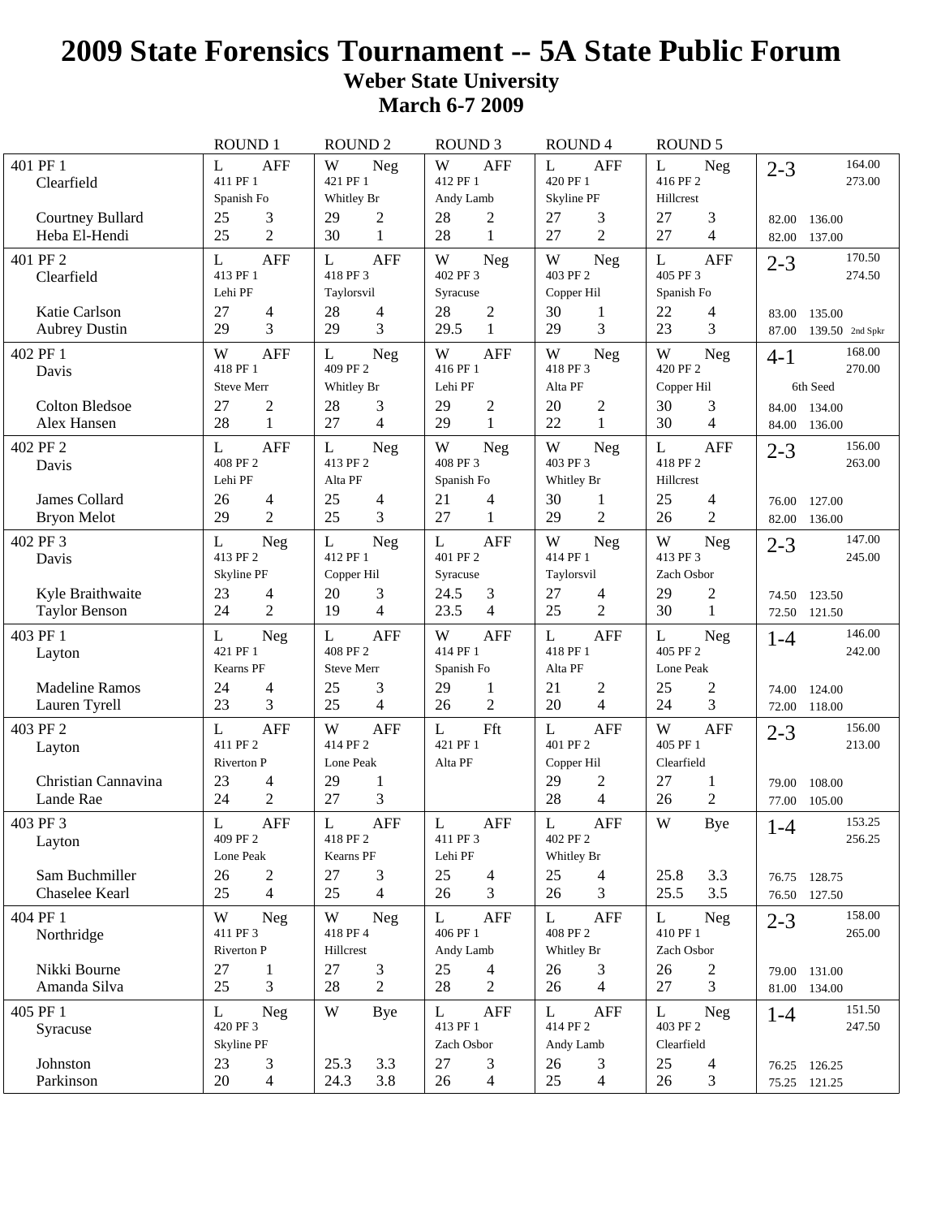# 2009 State Forensics Tournament -- 5A State Public Forum

**Weber State University**
**March 6-7 2009**

| | ROUND 1 | ROUND 2 | ROUND 3 | ROUND 4 | ROUND 5 | |
|---|---|---|---|---|---|---|
| 401 PF 1<br>Clearfield<br><br>Courtney Bullard<br>Heba El-Hendi | L AFF<br>411 PF 1<br>Spanish Fo<br>25 3<br>25 2 | W Neg<br>421 PF 1<br>Whitley Br<br>29 2<br>30 1 | W AFF<br>412 PF 1<br>Andy Lamb<br>28 2<br>28 1 | L AFF<br>420 PF 1<br>Skyline PF<br>27 3<br>27 2 | L Neg<br>416 PF 2<br>Hillcrest<br>27 3<br>27 4 | 2-3 164.00<br>273.00<br><br>82.00 136.00<br>82.00 137.00 |
| 401 PF 2<br>Clearfield<br><br>Katie Carlson<br>Aubrey Dustin | L AFF<br>413 PF 1<br>Lehi PF<br>27 4<br>29 3 | L AFF<br>418 PF 3<br>Taylorsvil<br>28 4<br>29 3 | W Neg<br>402 PF 3<br>Syracuse<br>28 2<br>29.5 1 | W Neg<br>403 PF 2<br>Copper Hil<br>30 1<br>29 3 | L AFF<br>405 PF 3<br>Spanish Fo<br>22 4<br>23 3 | 2-3 170.50<br>274.50<br><br>83.00 135.00<br>87.00 139.50 2nd Spkr |
| 402 PF 1<br>Davis<br><br>Colton Bledsoe<br>Alex Hansen | W AFF<br>418 PF 1<br>Steve Merr<br>27 2<br>28 1 | L Neg<br>409 PF 2<br>Whitley Br<br>28 3<br>27 4 | W AFF<br>416 PF 1<br>Lehi PF<br>29 2<br>29 1 | W Neg<br>418 PF 3<br>Alta PF<br>20 2<br>22 1 | W Neg<br>420 PF 2<br>Copper Hil<br>30 3<br>30 4 | 4-1 168.00<br>270.00<br>6th Seed<br>84.00 134.00<br>84.00 136.00 |
| 402 PF 2<br>Davis<br><br>James Collard<br>Bryon Melot | L AFF<br>408 PF 2<br>Lehi PF<br>26 4<br>29 2 | L Neg<br>413 PF 2<br>Alta PF<br>25 4<br>25 3 | W Neg<br>408 PF 3<br>Spanish Fo<br>21 4<br>27 1 | W Neg<br>403 PF 3<br>Whitley Br<br>30 1<br>29 2 | L AFF<br>418 PF 2<br>Hillcrest<br>25 4<br>26 2 | 2-3 156.00<br>263.00<br><br>76.00 127.00<br>82.00 136.00 |
| 402 PF 3<br>Davis<br><br>Kyle Braithwaite<br>Taylor Benson | L Neg<br>413 PF 2<br>Skyline PF<br>23 4<br>24 2 | L Neg<br>412 PF 1<br>Copper Hil<br>20 3<br>19 4 | L AFF<br>401 PF 2<br>Syracuse<br>24.5 3<br>23.5 4 | W Neg<br>414 PF 1<br>Taylorsvil<br>27 4<br>25 2 | W Neg<br>413 PF 3<br>Zach Osbor<br>29 2<br>30 1 | 2-3 147.00<br>245.00<br><br>74.50 123.50<br>72.50 121.50 |
| 403 PF 1<br>Layton<br><br>Madeline Ramos<br>Lauren Tyrell | L Neg<br>421 PF 1<br>Kearns PF<br>24 4<br>23 3 | L AFF<br>408 PF 2<br>Steve Merr<br>25 3<br>25 4 | W AFF<br>414 PF 1<br>Spanish Fo<br>29 1<br>26 2 | L AFF<br>418 PF 1<br>Alta PF<br>21 2<br>20 4 | L Neg<br>405 PF 2<br>Lone Peak<br>25 2<br>24 3 | 1-4 146.00<br>242.00<br><br>74.00 124.00<br>72.00 118.00 |
| 403 PF 2<br>Layton<br><br>Christian Cannavina<br>Lande Rae | L AFF<br>411 PF 2<br>Riverton P<br>23 4<br>24 2 | W AFF<br>414 PF 2<br>Lone Peak<br>29 1<br>27 3 | L Fft<br>421 PF 1<br>Alta PF | L AFF<br>401 PF 2<br>Copper Hil<br>29 2<br>28 4 | W AFF<br>405 PF 1<br>Clearfield<br>27 1<br>26 2 | 2-3 156.00<br>213.00<br><br>79.00 108.00<br>77.00 105.00 |
| 403 PF 3<br>Layton<br><br>Sam Buchmiller<br>Chaselee Kearl | L AFF<br>409 PF 2<br>Lone Peak<br>26 2<br>25 4 | L AFF<br>418 PF 2<br>Kearns PF<br>27 3<br>25 4 | L AFF<br>411 PF 3<br>Lehi PF<br>25 4<br>26 3 | L AFF<br>402 PF 2<br>Whitley Br<br>25 4<br>26 3 | W Bye<br><br><br>25.8 3.3<br>25.5 3.5 | 1-4 153.25<br>256.25<br><br>76.75 128.75<br>76.50 127.50 |
| 404 PF 1<br>Northridge<br><br>Nikki Bourne<br>Amanda Silva | W Neg<br>411 PF 3<br>Riverton P<br>27 1<br>25 3 | W Neg<br>418 PF 4<br>Hillcrest<br>27 3<br>28 2 | L AFF<br>406 PF 1<br>Andy Lamb<br>25 4<br>28 2 | L AFF<br>408 PF 2<br>Whitley Br<br>26 3<br>26 4 | L Neg<br>410 PF 1<br>Zach Osbor<br>26 2<br>27 3 | 2-3 158.00<br>265.00<br><br>79.00 131.00<br>81.00 134.00 |
| 405 PF 1<br>Syracuse<br><br>Johnston<br>Parkinson | L Neg<br>420 PF 3<br>Skyline PF<br>23 3<br>20 4 | W Bye<br><br><br>25.3 3.3<br>24.3 3.8 | L AFF<br>413 PF 1<br>Zach Osbor<br>27 3<br>26 4 | L AFF<br>414 PF 2<br>Andy Lamb<br>26 3<br>25 4 | L Neg<br>403 PF 2<br>Clearfield<br>25 4<br>26 3 | 1-4 151.50<br>247.50<br><br>76.25 126.25<br>75.25 121.25 |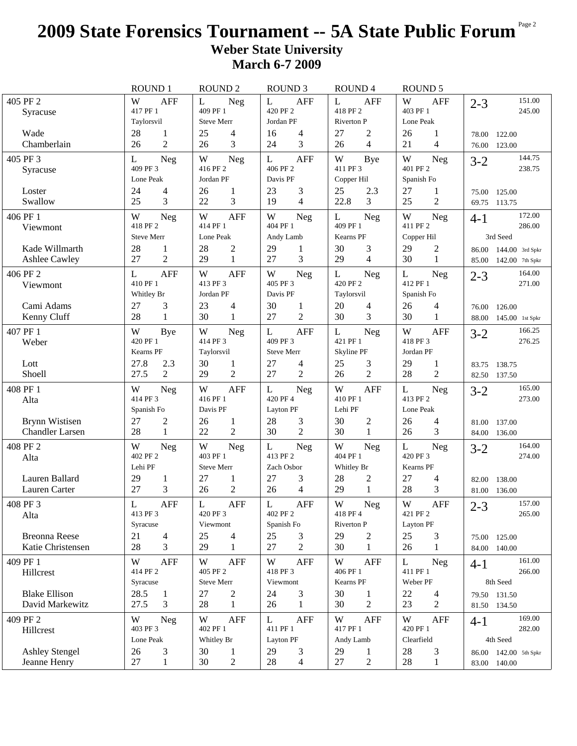# 2009 State Forensics Tournament -- 5A State Public Forum

## Weber State University
## March 6-7 2009

| | ROUND 1 | ROUND 2 | ROUND 3 | ROUND 4 | ROUND 5 | |
|---|---|---|---|---|---|---|
| 405 PF 2 Syracuse | W AFF 417 PF 1 Taylorsvil | L Neg 409 PF 1 Steve Merr | L AFF 420 PF 2 Jordan PF | L AFF 418 PF 2 Riverton P | W AFF 403 PF 1 Lone Peak | 2-3 151.00 245.00 |
| Wade | 28 1 | 25 4 | 16 4 | 27 2 | 26 1 | 78.00 122.00 |
| Chamberlain | 26 2 | 26 3 | 24 3 | 26 4 | 21 4 | 76.00 123.00 |
| 405 PF 3 Syracuse | L Neg 409 PF 3 Lone Peak | W Neg 416 PF 2 Jordan PF | L AFF 406 PF 2 Davis PF | W Bye 411 PF 3 Copper Hil | W Neg 401 PF 2 Spanish Fo | 3-2 144.75 238.75 |
| Loster | 24 4 | 26 1 | 23 3 | 25 2.3 | 27 1 | 75.00 125.00 |
| Swallow | 25 3 | 22 3 | 19 4 | 22.8 3 | 25 2 | 69.75 113.75 |
| 406 PF 1 Viewmont | W Neg 418 PF 2 Steve Merr | W AFF 414 PF 1 Lone Peak | W Neg 404 PF 1 Andy Lamb | L Neg 409 PF 1 Kearns PF | W Neg 411 PF 2 Copper Hil | 4-1 172.00 286.00 3rd Seed |
| Kade Willmarth | 28 1 | 28 2 | 29 1 | 30 3 | 29 2 | 86.00 144.00 3rd Spkr |
| Ashlee Cawley | 27 2 | 29 1 | 27 3 | 29 4 | 30 1 | 85.00 142.00 7th Spkr |
| 406 PF 2 Viewmont | L AFF 410 PF 1 Whitley Br | W AFF 413 PF 3 Jordan PF | W Neg 405 PF 3 Davis PF | L Neg 420 PF 2 Taylorsvil | L Neg 412 PF 1 Spanish Fo | 2-3 164.00 271.00 |
| Cami Adams | 27 3 | 23 4 | 30 1 | 20 4 | 26 4 | 76.00 126.00 |
| Kenny Cluff | 28 1 | 30 1 | 27 2 | 30 3 | 30 1 | 88.00 145.00 1st Spkr |
| 407 PF 1 Weber | W Bye 420 PF 1 Kearns PF | W Neg 414 PF 3 Taylorsvil | L AFF 409 PF 3 Steve Merr | L Neg 421 PF 1 Skyline PF | W AFF 418 PF 3 Jordan PF | 3-2 166.25 276.25 |
| Lott | 27.8 2.3 | 30 1 | 27 4 | 25 3 | 29 1 | 83.75 138.75 |
| Shoell | 27.5 2 | 29 2 | 27 2 | 26 2 | 28 2 | 82.50 137.50 |
| 408 PF 1 Alta | W Neg 414 PF 3 Spanish Fo | W AFF 416 PF 1 Davis PF | L Neg 420 PF 4 Layton PF | W AFF 410 PF 1 Lehi PF | L Neg 413 PF 2 Lone Peak | 3-2 165.00 273.00 |
| Brynn Wistisen | 27 2 | 26 1 | 28 3 | 30 2 | 26 4 | 81.00 137.00 |
| Chandler Larsen | 28 1 | 22 2 | 30 2 | 30 1 | 26 3 | 84.00 136.00 |
| 408 PF 2 Alta | W Neg 402 PF 2 Lehi PF | W Neg 403 PF 1 Steve Merr | L Neg 413 PF 2 Zach Osbor | W Neg 404 PF 1 Whitley Br | L Neg 420 PF 3 Kearns PF | 3-2 164.00 274.00 |
| Lauren Ballard | 29 1 | 27 1 | 27 3 | 28 2 | 27 4 | 82.00 138.00 |
| Lauren Carter | 27 3 | 26 2 | 26 4 | 29 1 | 28 3 | 81.00 136.00 |
| 408 PF 3 Alta | L AFF 413 PF 3 Syracuse | L AFF 420 PF 3 Viewmont | L AFF 402 PF 2 Spanish Fo | W Neg 418 PF 4 Riverton P | W AFF 421 PF 2 Layton PF | 2-3 157.00 265.00 |
| Breonna Reese | 21 4 | 25 4 | 25 3 | 29 2 | 25 3 | 75.00 125.00 |
| Katie Christensen | 28 3 | 29 1 | 27 2 | 30 1 | 26 1 | 84.00 140.00 |
| 409 PF 1 Hillcrest | W AFF 414 PF 2 Syracuse | W AFF 405 PF 2 Steve Merr | W AFF 418 PF 3 Viewmont | W AFF 406 PF 1 Kearns PF | L Neg 411 PF 1 Weber PF | 4-1 161.00 266.00 8th Seed |
| Blake Ellison | 28.5 1 | 27 2 | 24 3 | 30 1 | 22 4 | 79.50 131.50 |
| David Markewitz | 27.5 3 | 28 1 | 26 1 | 30 2 | 23 2 | 81.50 134.50 |
| 409 PF 2 Hillcrest | W Neg 403 PF 3 Lone Peak | W AFF 402 PF 1 Whitley Br | L AFF 411 PF 1 Layton PF | W AFF 417 PF 1 Andy Lamb | W AFF 420 PF 1 Clearfield | 4-1 169.00 282.00 4th Seed |
| Ashley Stengel | 26 3 | 30 1 | 29 3 | 29 1 | 28 3 | 86.00 142.00 5th Spkr |
| Jeanne Henry | 27 1 | 30 2 | 28 4 | 27 2 | 28 1 | 83.00 140.00 |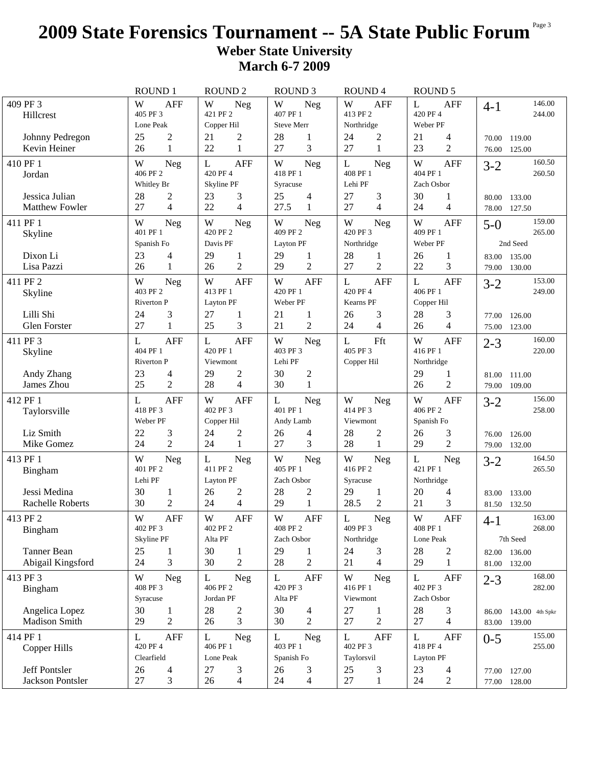# 2009 State Forensics Tournament -- 5A State Public Forum

## Weber State University
## March 6-7 2009

| | ROUND 1 | ROUND 2 | ROUND 3 | ROUND 4 | ROUND 5 | |
|---|---|---|---|---|---|---|
| 409 PF 3<br>Hillcrest | W AFF<br>405 PF 3<br>Lone Peak | W Neg<br>421 PF 2<br>Copper Hil | W Neg<br>407 PF 1<br>Steve Merr | W AFF<br>413 PF 2<br>Northridge | L AFF<br>420 PF 4<br>Weber PF | 4-1 146.00<br>244.00 |
| Johnny Pedregon<br>Kevin Heiner | 25 2<br>26 1 | 21 2<br>22 1 | 28 1<br>27 3 | 24 2<br>27 1 | 21 4<br>23 2 | 70.00 119.00<br>76.00 125.00 |
| 410 PF 1<br>Jordan | W Neg<br>406 PF 2<br>Whitley Br | L AFF<br>420 PF 4<br>Skyline PF | W Neg<br>418 PF 1<br>Syracuse | L Neg<br>408 PF 1<br>Lehi PF | W AFF<br>404 PF 1<br>Zach Osbor | 3-2 160.50<br>260.50 |
| Jessica Julian<br>Matthew Fowler | 28 2<br>27 4 | 23 3<br>22 4 | 25 4<br>27.5 1 | 27 3<br>27 4 | 30 1<br>24 4 | 80.00 133.00<br>78.00 127.50 |
| 411 PF 1<br>Skyline | W Neg<br>401 PF 1<br>Spanish Fo | W Neg<br>420 PF 2<br>Davis PF | W Neg<br>409 PF 2<br>Layton PF | W Neg<br>420 PF 3<br>Northridge | W AFF<br>409 PF 1<br>Weber PF | 5-0 159.00<br>265.00<br>2nd Seed |
| Dixon Li<br>Lisa Pazzi | 23 4<br>26 1 | 29 1<br>26 2 | 29 1<br>29 2 | 28 1<br>27 2 | 26 1<br>22 3 | 83.00 135.00<br>79.00 130.00 |
| 411 PF 2<br>Skyline | W Neg<br>403 PF 2<br>Riverton P | W AFF<br>413 PF 1<br>Layton PF | W AFF<br>420 PF 1<br>Weber PF | L AFF<br>420 PF 4<br>Kearns PF | L AFF<br>406 PF 1<br>Copper Hil | 3-2 153.00<br>249.00 |
| Lilli Shi<br>Glen Forster | 24 3<br>27 1 | 27 1<br>25 3 | 21 1<br>21 2 | 26 3<br>24 4 | 28 3<br>26 4 | 77.00 126.00<br>75.00 123.00 |
| 411 PF 3<br>Skyline | L AFF<br>404 PF 1<br>Riverton P | L AFF<br>420 PF 1<br>Viewmont | W Neg<br>403 PF 3<br>Lehi PF | L Fft<br>405 PF 3<br>Copper Hil | W AFF<br>416 PF 1<br>Northridge | 2-3 160.00<br>220.00 |
| Andy Zhang<br>James Zhou | 23 4<br>25 2 | 29 2<br>28 4 | 30 2<br>30 1 | | 29 1<br>26 2 | 81.00 111.00<br>79.00 109.00 |
| 412 PF 1<br>Taylorsville | L AFF<br>418 PF 3<br>Weber PF | W AFF<br>402 PF 3<br>Copper Hil | L Neg<br>401 PF 1<br>Andy Lamb | W Neg<br>414 PF 3<br>Viewmont | W AFF<br>406 PF 2<br>Spanish Fo | 3-2 156.00<br>258.00 |
| Liz Smith<br>Mike Gomez | 22 3<br>24 2 | 24 2<br>24 1 | 26 4<br>27 3 | 28 2<br>28 1 | 26 3<br>29 2 | 76.00 126.00<br>79.00 132.00 |
| 413 PF 1<br>Bingham | W Neg<br>401 PF 2<br>Lehi PF | L Neg<br>411 PF 2<br>Layton PF | W Neg<br>405 PF 1<br>Zach Osbor | W Neg<br>416 PF 2<br>Syracuse | L Neg<br>421 PF 1<br>Northridge | 3-2 164.50<br>265.50 |
| Jessi Medina<br>Rachelle Roberts | 30 1<br>30 2 | 26 2<br>24 4 | 28 2<br>29 1 | 29 1<br>28.5 2 | 20 4<br>21 3 | 83.00 133.00<br>81.50 132.50 |
| 413 PF 2<br>Bingham | W AFF<br>402 PF 3<br>Skyline PF | W AFF<br>402 PF 2<br>Alta PF | W AFF<br>408 PF 2<br>Zach Osbor | L Neg<br>409 PF 3<br>Northridge | W AFF<br>408 PF 1<br>Lone Peak | 4-1 163.00<br>268.00<br>7th Seed |
| Tanner Bean<br>Abigail Kingsford | 25 1<br>24 3 | 30 1<br>30 2 | 29 1<br>28 2 | 24 3<br>21 4 | 28 2<br>29 1 | 82.00 136.00<br>81.00 132.00 |
| 413 PF 3<br>Bingham | W Neg<br>408 PF 3<br>Syracuse | L Neg<br>406 PF 2<br>Jordan PF | L AFF<br>420 PF 3<br>Alta PF | W Neg<br>416 PF 1<br>Viewmont | L AFF<br>402 PF 3<br>Zach Osbor | 2-3 168.00<br>282.00 |
| Angelica Lopez<br>Madison Smith | 30 1<br>29 2 | 28 2<br>26 3 | 30 4<br>30 2 | 27 1<br>27 2 | 28 3<br>27 4 | 86.00 143.00 4th Spkr<br>83.00 139.00 |
| 414 PF 1<br>Copper Hills | L AFF<br>420 PF 4<br>Clearfield | L Neg<br>406 PF 1<br>Lone Peak | L Neg<br>403 PF 1<br>Spanish Fo | L AFF<br>402 PF 3<br>Taylorsvil | L AFF<br>418 PF 4<br>Layton PF | 0-5 155.00<br>255.00 |
| Jeff Pontsler<br>Jackson Pontsler | 26 4<br>27 3 | 27 3<br>26 4 | 26 3<br>24 4 | 25 3<br>27 1 | 23 4<br>24 2 | 77.00 127.00<br>77.00 128.00 |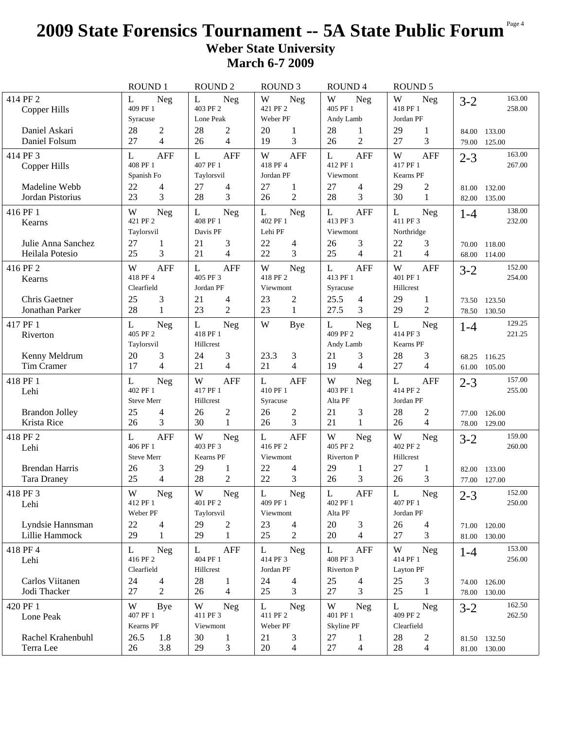# 2009 State Forensics Tournament -- 5A State Public Forum

## Weber State University

## March 6-7 2009

| | ROUND 1 | ROUND 2 | ROUND 3 | ROUND 4 | ROUND 5 | |
|---|---|---|---|---|---|---|
| 414 PF 2<br>Copper Hills | L Neg<br>409 PF 1<br>Syracuse | L Neg<br>403 PF 2<br>Lone Peak | W Neg<br>421 PF 2<br>Weber PF | W Neg<br>405 PF 1<br>Andy Lamb | W Neg<br>418 PF 1<br>Jordan PF | 3-2 163.00 258.00 |
| Daniel Askari | 28 2 | 28 2 | 20 1 | 28 1 | 29 1 | 84.00 133.00 |
| Daniel Folsum | 27 4 | 26 4 | 19 3 | 26 2 | 27 3 | 79.00 125.00 |
| 414 PF 3<br>Copper Hills | L AFF<br>408 PF 1<br>Spanish Fo | L AFF<br>407 PF 1<br>Taylorsvil | W AFF<br>418 PF 4<br>Jordan PF | L AFF<br>412 PF 1<br>Viewmont | W AFF<br>417 PF 1<br>Kearns PF | 2-3 163.00 267.00 |
| Madeline Webb | 22 4 | 27 4 | 27 1 | 27 4 | 29 2 | 81.00 132.00 |
| Jordan Pistorius | 23 3 | 28 3 | 26 2 | 28 3 | 30 1 | 82.00 135.00 |
| 416 PF 1<br>Kearns | W Neg<br>421 PF 2<br>Taylorsvil | L Neg<br>408 PF 1<br>Davis PF | L Neg<br>402 PF 1<br>Lehi PF | L AFF<br>413 PF 3<br>Viewmont | L Neg<br>411 PF 3<br>Northridge | 1-4 138.00 232.00 |
| Julie Anna Sanchez | 27 1 | 21 3 | 22 4 | 26 3 | 22 3 | 70.00 118.00 |
| Heilala Potesio | 25 3 | 21 4 | 22 3 | 25 4 | 21 4 | 68.00 114.00 |
| 416 PF 2<br>Kearns | W AFF<br>418 PF 4<br>Clearfield | L AFF<br>405 PF 3<br>Jordan PF | W Neg<br>418 PF 2<br>Viewmont | L AFF<br>413 PF 1<br>Syracuse | W AFF<br>401 PF 1<br>Hillcrest | 3-2 152.00 254.00 |
| Chris Gaetner | 25 3 | 21 4 | 23 2 | 25.5 4 | 29 1 | 73.50 123.50 |
| Jonathan Parker | 28 1 | 23 2 | 23 1 | 27.5 3 | 29 2 | 78.50 130.50 |
| 417 PF 1<br>Riverton | L Neg<br>405 PF 2<br>Taylorsvil | L Neg<br>418 PF 1<br>Hillcrest | W Bye | L Neg<br>409 PF 2<br>Andy Lamb | L Neg<br>414 PF 3<br>Kearns PF | 1-4 129.25 221.25 |
| Kenny Meldrum | 20 3 | 24 3 | 23.3 3 | 21 3 | 28 3 | 68.25 116.25 |
| Tim Cramer | 17 4 | 21 4 | 21 4 | 19 4 | 27 4 | 61.00 105.00 |
| 418 PF 1<br>Lehi | L Neg<br>402 PF 1<br>Steve Merr | W AFF<br>417 PF 1<br>Hillcrest | L AFF<br>410 PF 1<br>Syracuse | W Neg<br>403 PF 1<br>Alta PF | L AFF<br>414 PF 2<br>Jordan PF | 2-3 157.00 255.00 |
| Brandon Jolley | 25 4 | 26 2 | 26 2 | 21 3 | 28 2 | 77.00 126.00 |
| Krista Rice | 26 3 | 30 1 | 26 3 | 21 1 | 26 4 | 78.00 129.00 |
| 418 PF 2<br>Lehi | L AFF<br>406 PF 1<br>Steve Merr | W Neg<br>403 PF 3<br>Kearns PF | L AFF<br>416 PF 2<br>Viewmont | W Neg<br>405 PF 2<br>Riverton P | W Neg<br>402 PF 2<br>Hillcrest | 3-2 159.00 260.00 |
| Brendan Harris | 26 3 | 29 1 | 22 4 | 29 1 | 27 1 | 82.00 133.00 |
| Tara Draney | 25 4 | 28 2 | 22 3 | 26 3 | 26 3 | 77.00 127.00 |
| 418 PF 3<br>Lehi | W Neg<br>412 PF 1<br>Weber PF | W Neg<br>401 PF 2<br>Taylorsvil | L Neg<br>409 PF 1<br>Viewmont | L AFF<br>402 PF 1<br>Alta PF | L Neg<br>407 PF 1<br>Jordan PF | 2-3 152.00 250.00 |
| Lyndsie Hannsman | 22 4 | 29 2 | 23 4 | 20 3 | 26 4 | 71.00 120.00 |
| Lillie Hammock | 29 1 | 29 1 | 25 2 | 20 4 | 27 3 | 81.00 130.00 |
| 418 PF 4<br>Lehi | L Neg<br>416 PF 2<br>Clearfield | L AFF<br>404 PF 1<br>Hillcrest | L Neg<br>414 PF 3<br>Jordan PF | L AFF<br>408 PF 3<br>Riverton P | W Neg<br>414 PF 1<br>Layton PF | 1-4 153.00 256.00 |
| Carlos Viitanen | 24 4 | 28 1 | 24 4 | 25 4 | 25 3 | 74.00 126.00 |
| Jodi Thacker | 27 2 | 26 4 | 25 3 | 27 3 | 25 1 | 78.00 130.00 |
| 420 PF 1<br>Lone Peak | W Bye<br>407 PF 1<br>Kearns PF | W Neg<br>411 PF 3<br>Viewmont | L Neg<br>411 PF 2<br>Weber PF | W Neg<br>401 PF 1<br>Skyline PF | L Neg<br>409 PF 2<br>Clearfield | 3-2 162.50 262.50 |
| Rachel Krahenbuhl | 26.5 1.8 | 30 1 | 21 3 | 27 1 | 28 2 | 81.50 132.50 |
| Terra Lee | 26 3.8 | 29 3 | 20 4 | 27 4 | 28 4 | 81.00 130.00 |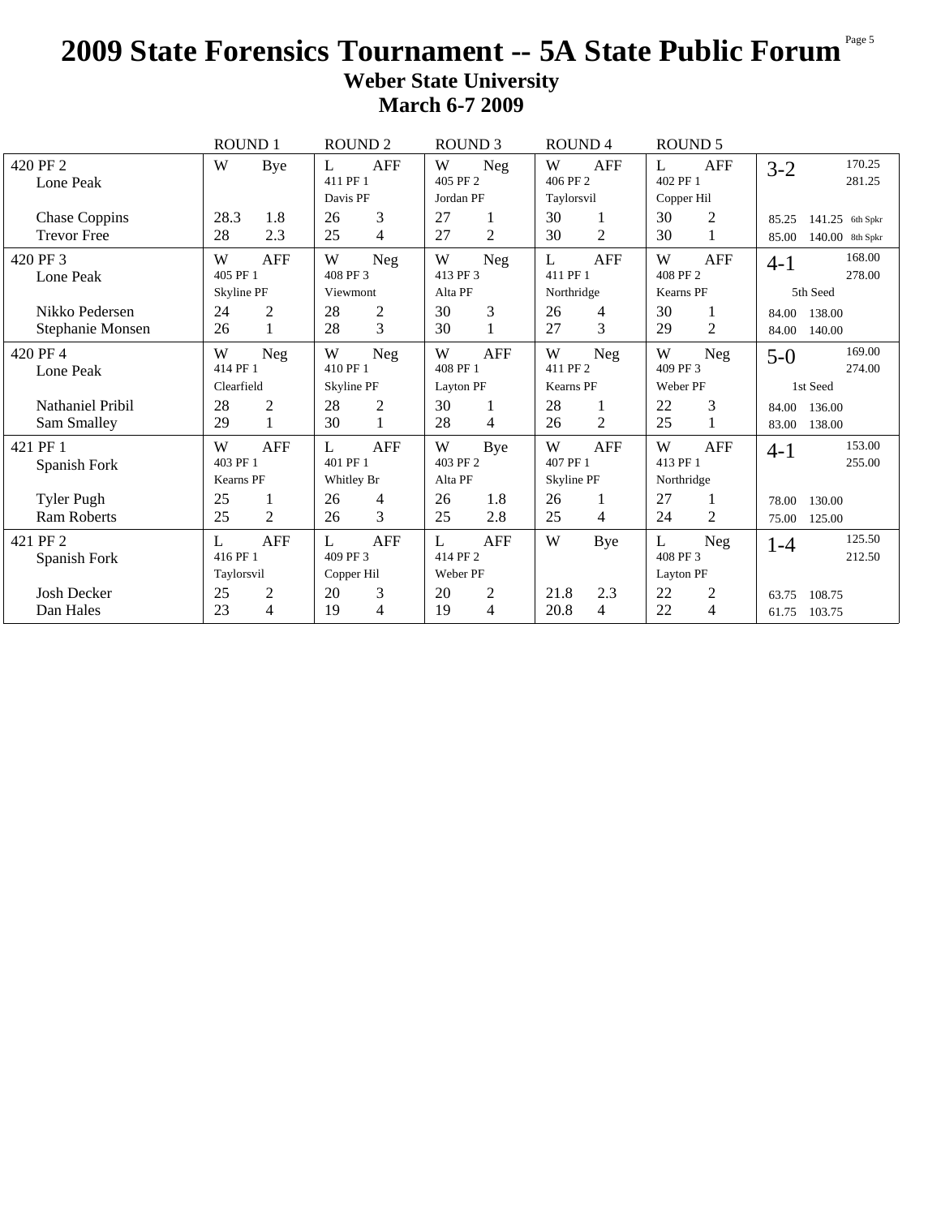# 2009 State Forensics Tournament -- 5A State Public Forum

## Weber State University

## March 6-7 2009

| | ROUND 1 | ROUND 2 | ROUND 3 | ROUND 4 | ROUND 5 | |
|---|---|---|---|---|---|---|
| 420 PF 2<br>Lone Peak | W Bye | L AFF<br>411 PF 1<br>Davis PF | W Neg<br>405 PF 2<br>Jordan PF | W AFF<br>406 PF 2<br>Taylorsvil | L AFF<br>402 PF 1<br>Copper Hil | 3-2 170.25 281.25 |
| Chase Coppins | 28.3 1.8 | 26 3 | 27 1 | 30 1 | 30 2 | 85.25 141.25 6th Spkr |
| Trevor Free | 28 2.3 | 25 4 | 27 2 | 30 2 | 30 1 | 85.00 140.00 8th Spkr |
| 420 PF 3<br>Lone Peak | W AFF<br>405 PF 1<br>Skyline PF | W Neg<br>408 PF 3<br>Viewmont | W Neg<br>413 PF 3<br>Alta PF | L AFF<br>411 PF 1<br>Northridge | W AFF<br>408 PF 2<br>Kearns PF | 4-1 168.00 278.00<br>5th Seed |
| Nikko Pedersen | 24 2 | 28 2 | 30 3 | 26 4 | 30 1 | 84.00 138.00 |
| Stephanie Monsen | 26 1 | 28 3 | 30 1 | 27 3 | 29 2 | 84.00 140.00 |
| 420 PF 4<br>Lone Peak | W Neg<br>414 PF 1<br>Clearfield | W Neg<br>410 PF 1<br>Skyline PF | W AFF<br>408 PF 1<br>Layton PF | W Neg<br>411 PF 2<br>Kearns PF | W Neg<br>409 PF 3<br>Weber PF | 5-0 169.00 274.00<br>1st Seed |
| Nathaniel Pribil | 28 2 | 28 2 | 30 1 | 28 1 | 22 3 | 84.00 136.00 |
| Sam Smalley | 29 1 | 30 1 | 28 4 | 26 2 | 25 1 | 83.00 138.00 |
| 421 PF 1<br>Spanish Fork | W AFF<br>403 PF 1<br>Kearns PF | L AFF<br>401 PF 1<br>Whitley Br | W Bye<br>403 PF 2<br>Alta PF | W AFF<br>407 PF 1<br>Skyline PF | W AFF<br>413 PF 1<br>Northridge | 4-1 153.00 255.00 |
| Tyler Pugh | 25 1 | 26 4 | 26 1.8 | 26 1 | 27 1 | 78.00 130.00 |
| Ram Roberts | 25 2 | 26 3 | 25 2.8 | 25 4 | 24 2 | 75.00 125.00 |
| 421 PF 2<br>Spanish Fork | L AFF<br>416 PF 1<br>Taylorsvil | L AFF<br>409 PF 3<br>Copper Hil | L AFF<br>414 PF 2<br>Weber PF | W Bye | L Neg<br>408 PF 3<br>Layton PF | 1-4 125.50 212.50 |
| Josh Decker | 25 2 | 20 3 | 20 2 | 21.8 2.3 | 22 2 | 63.75 108.75 |
| Dan Hales | 23 4 | 19 4 | 19 4 | 20.8 4 | 22 4 | 61.75 103.75 |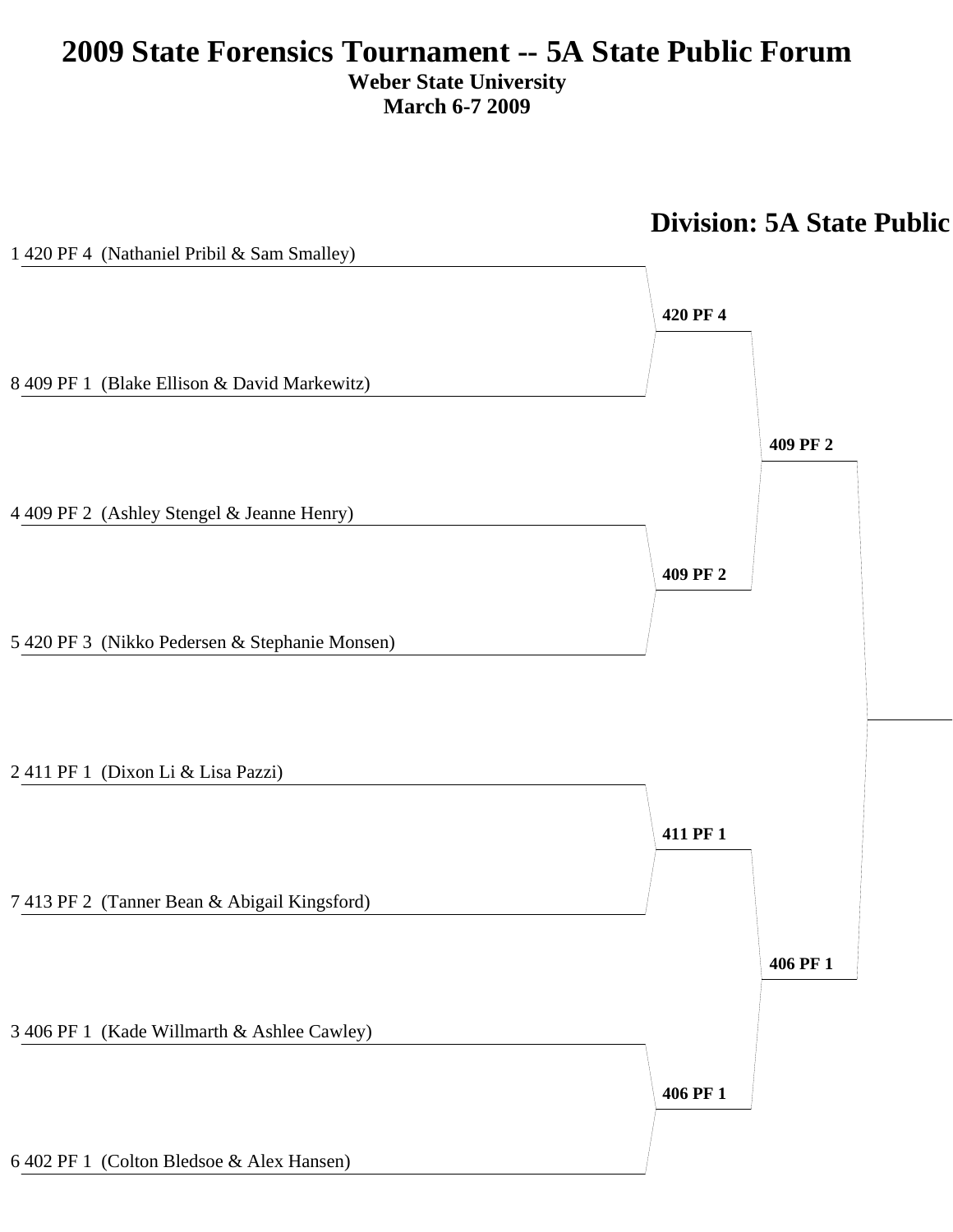# 2009 State Forensics Tournament -- 5A State Public Forum

**Weber State University**
**March 6-7 2009**

## Division: 5A State Public

1 420 PF 4 (Nathaniel Pribil & Sam Smalley)

**420 PF 4**

8 409 PF 1 (Blake Ellison & David Markewitz)

**409 PF 2**

4 409 PF 2 (Ashley Stengel & Jeanne Henry)

**409 PF 2**

5 420 PF 3 (Nikko Pedersen & Stephanie Monsen)

2 411 PF 1 (Dixon Li & Lisa Pazzi)

**411 PF 1**

7 413 PF 2 (Tanner Bean & Abigail Kingsford)

**406 PF 1**

3 406 PF 1 (Kade Willmarth & Ashlee Cawley)

**406 PF 1**

6 402 PF 1 (Colton Bledsoe & Alex Hansen)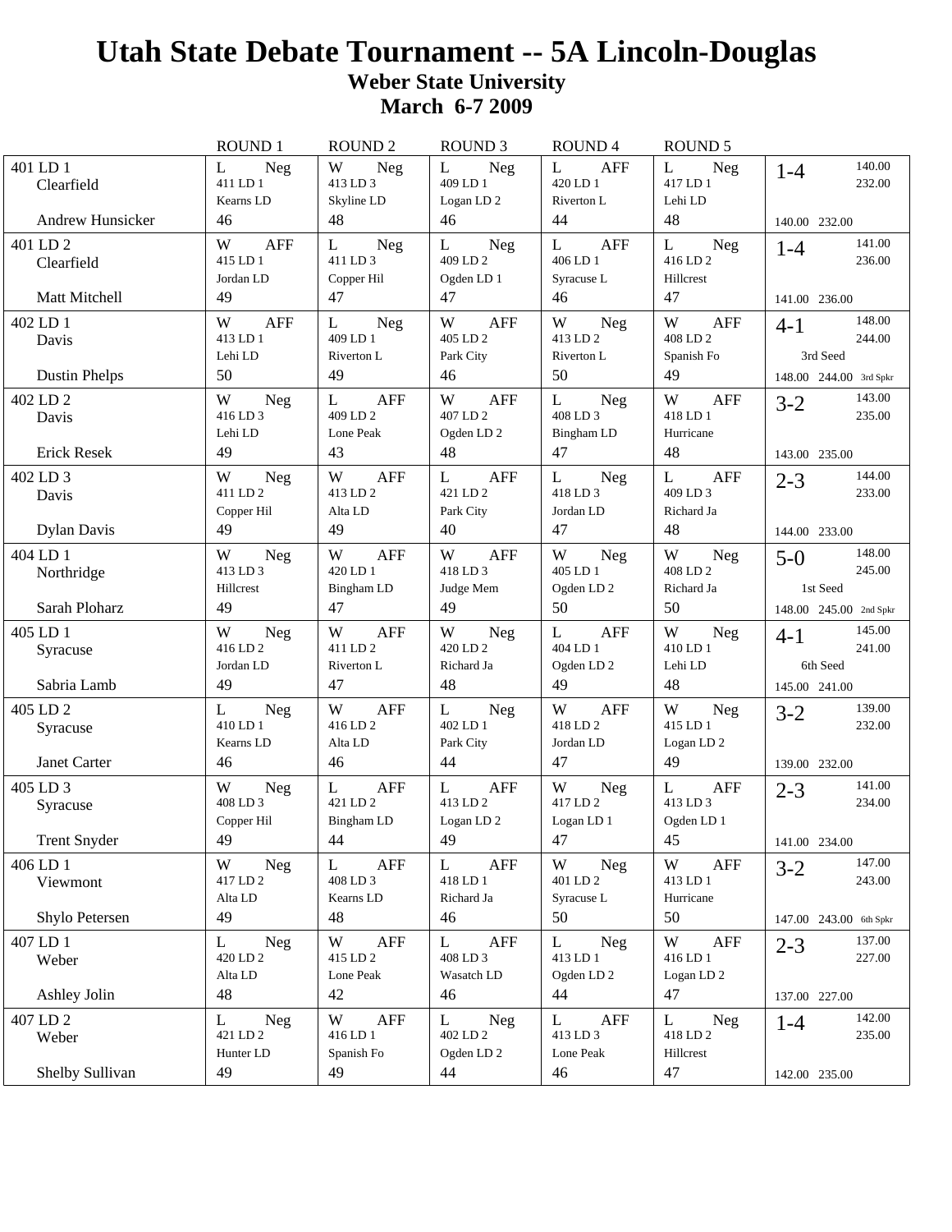# Utah State Debate Tournament -- 5A Lincoln-Douglas

## Weber State University

## March 6-7 2009

| | ROUND 1 | ROUND 2 | ROUND 3 | ROUND 4 | ROUND 5 | |
|---|---|---|---|---|---|---|
| 401 LD 1 Clearfield Andrew Hunsicker | L Neg 411 LD 1 Kearns LD 46 | W Neg 413 LD 3 Skyline LD 48 | L Neg 409 LD 1 Logan LD 2 46 | L AFF 420 LD 1 Riverton L 44 | L Neg 417 LD 1 Lehi LD 48 | 1-4 140.00 232.00 140.00 232.00 |
| 401 LD 2 Clearfield Matt Mitchell | W AFF 415 LD 1 Jordan LD 49 | L Neg 411 LD 3 Copper Hil 47 | L Neg 409 LD 2 Ogden LD 1 47 | L AFF 406 LD 1 Syracuse L 46 | L Neg 416 LD 2 Hillcrest 47 | 1-4 141.00 236.00 141.00 236.00 |
| 402 LD 1 Davis Dustin Phelps | W AFF 413 LD 1 Lehi LD 50 | L Neg 409 LD 1 Riverton L 49 | W AFF 405 LD 2 Park City 46 | W Neg 413 LD 2 Riverton L 50 | W AFF 408 LD 2 Spanish Fo 49 | 4-1 148.00 244.00 3rd Seed 148.00 244.00 3rd Spkr |
| 402 LD 2 Davis Erick Resek | W Neg 416 LD 3 Lehi LD 49 | L AFF 409 LD 2 Lone Peak 43 | W AFF 407 LD 2 Ogden LD 2 48 | L Neg 408 LD 3 Bingham LD 47 | W AFF 418 LD 1 Hurricane 48 | 3-2 143.00 235.00 143.00 235.00 |
| 402 LD 3 Davis Dylan Davis | W Neg 411 LD 2 Copper Hil 49 | W AFF 413 LD 2 Alta LD 49 | L AFF 421 LD 2 Park City 40 | L Neg 418 LD 3 Jordan LD 47 | L AFF 409 LD 3 Richard Ja 48 | 2-3 144.00 233.00 144.00 233.00 |
| 404 LD 1 Northridge Sarah Ploharz | W Neg 413 LD 3 Hillcrest 49 | W AFF 420 LD 1 Bingham LD 47 | W AFF 418 LD 3 Judge Mem 49 | W Neg 405 LD 1 Ogden LD 2 50 | W Neg 408 LD 2 Richard Ja 50 | 5-0 148.00 245.00 1st Seed 148.00 245.00 2nd Spkr |
| 405 LD 1 Syracuse Sabria Lamb | W Neg 416 LD 2 Jordan LD 49 | W AFF 411 LD 2 Riverton L 47 | W Neg 420 LD 2 Richard Ja 48 | L AFF 404 LD 1 Ogden LD 2 49 | W Neg 410 LD 1 Lehi LD 48 | 4-1 145.00 241.00 6th Seed 145.00 241.00 |
| 405 LD 2 Syracuse Janet Carter | L Neg 410 LD 1 Kearns LD 46 | W AFF 416 LD 2 Alta LD 46 | L Neg 402 LD 1 Park City 44 | W AFF 418 LD 2 Jordan LD 47 | W Neg 415 LD 1 Logan LD 2 49 | 3-2 139.00 232.00 139.00 232.00 |
| 405 LD 3 Syracuse Trent Snyder | W Neg 408 LD 3 Copper Hil 49 | L AFF 421 LD 2 Bingham LD 44 | L AFF 413 LD 2 Logan LD 2 49 | W Neg 417 LD 2 Logan LD 1 47 | L AFF 413 LD 3 Ogden LD 1 45 | 2-3 141.00 234.00 141.00 234.00 |
| 406 LD 1 Viewmont Shylo Petersen | W Neg 417 LD 2 Alta LD 49 | L AFF 408 LD 3 Kearns LD 48 | L AFF 418 LD 1 Richard Ja 46 | W Neg 401 LD 2 Syracuse L 50 | W AFF 413 LD 1 Hurricane 50 | 3-2 147.00 243.00 147.00 243.00 6th Spkr |
| 407 LD 1 Weber Ashley Jolin | L Neg 420 LD 2 Alta LD 48 | W AFF 415 LD 2 Lone Peak 42 | L AFF 408 LD 3 Wasatch LD 46 | L Neg 413 LD 1 Ogden LD 2 44 | W AFF 416 LD 1 Logan LD 2 47 | 2-3 137.00 227.00 137.00 227.00 |
| 407 LD 2 Weber Shelby Sullivan | L Neg 421 LD 2 Hunter LD 49 | W AFF 416 LD 1 Spanish Fo 49 | L Neg 402 LD 2 Ogden LD 2 44 | L AFF 413 LD 3 Lone Peak 46 | L Neg 418 LD 2 Hillcrest 47 | 1-4 142.00 235.00 142.00 235.00 |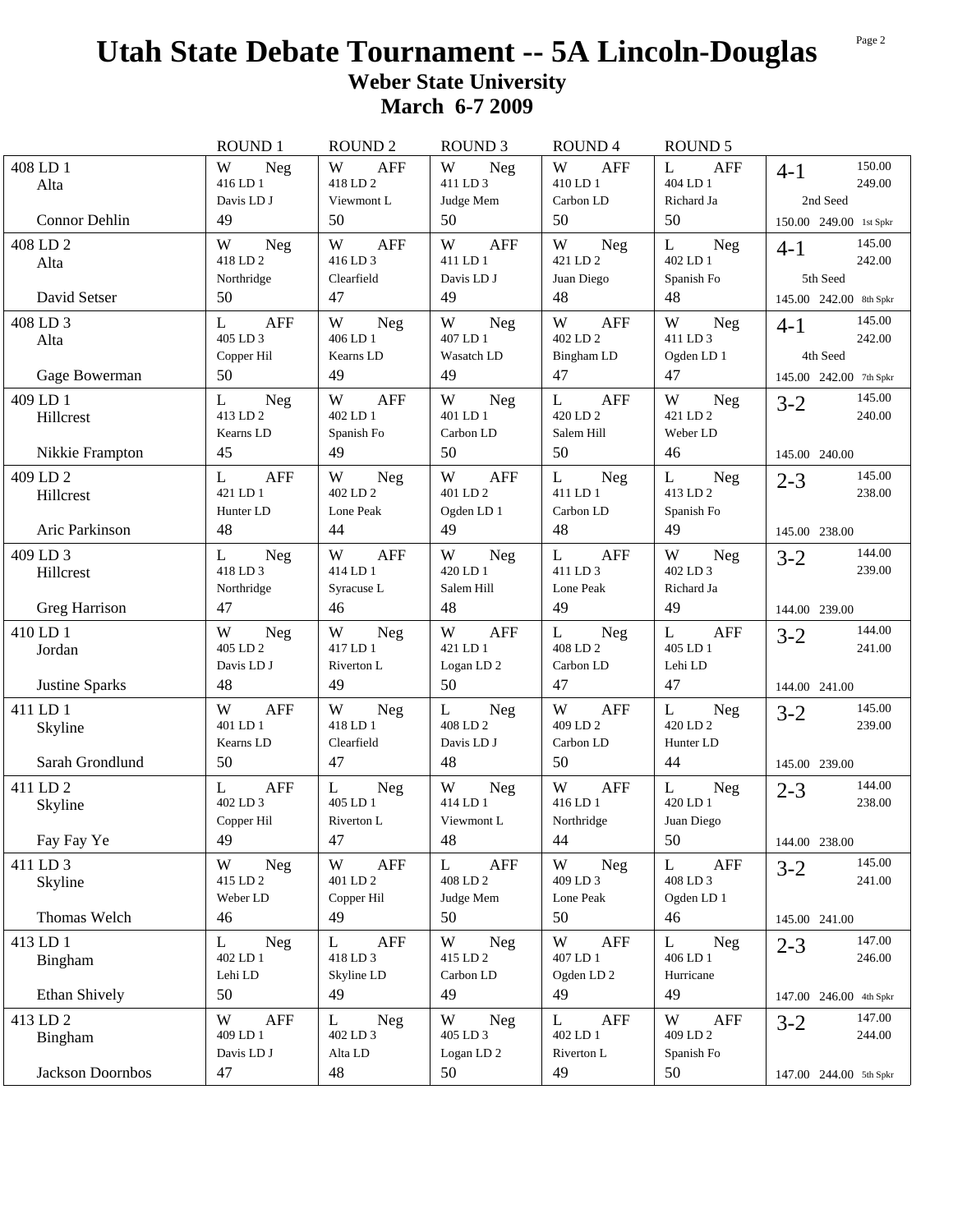# Utah State Debate Tournament -- 5A Lincoln-Douglas

## Weber State University

## March 6-7 2009

| | ROUND 1 | ROUND 2 | ROUND 3 | ROUND 4 | ROUND 5 | |
|---|---|---|---|---|---|---|
| 408 LD 1<br>Alta<br>Connor Dehlin | W Neg<br>416 LD 1<br>Davis LD J<br>49 | W AFF<br>418 LD 2<br>Viewmont L<br>50 | W Neg<br>411 LD 3<br>Judge Mem<br>50 | W AFF<br>410 LD 1<br>Carbon LD<br>50 | L AFF<br>404 LD 1<br>Richard Ja<br>50 | 4-1 150.00 249.00<br>2nd Seed<br>150.00 249.00 1st Spkr |
| 408 LD 2<br>Alta<br>David Setser | W Neg<br>418 LD 2<br>Northridge<br>50 | W AFF<br>416 LD 3<br>Clearfield<br>47 | W AFF<br>411 LD 1<br>Davis LD J<br>49 | W Neg<br>421 LD 2<br>Juan Diego<br>48 | L Neg<br>402 LD 1<br>Spanish Fo<br>48 | 4-1 145.00 242.00<br>5th Seed<br>145.00 242.00 8th Spkr |
| 408 LD 3<br>Alta<br>Gage Bowerman | L AFF<br>405 LD 3<br>Copper Hil<br>50 | W Neg<br>406 LD 1<br>Kearns LD<br>49 | W Neg<br>407 LD 1<br>Wasatch LD<br>49 | W AFF<br>402 LD 2<br>Bingham LD<br>47 | W Neg<br>411 LD 3<br>Ogden LD 1<br>47 | 4-1 145.00 242.00<br>4th Seed<br>145.00 242.00 7th Spkr |
| 409 LD 1<br>Hillcrest<br>Nikkie Frampton | L Neg<br>413 LD 2<br>Kearns LD<br>45 | W AFF<br>402 LD 1<br>Spanish Fo<br>49 | W Neg<br>401 LD 1<br>Carbon LD<br>50 | L AFF<br>420 LD 2<br>Salem Hill<br>50 | W Neg<br>421 LD 2<br>Weber LD<br>46 | 3-2 145.00 240.00<br>145.00 240.00 |
| 409 LD 2<br>Hillcrest<br>Aric Parkinson | L AFF<br>421 LD 1<br>Hunter LD<br>48 | W Neg<br>402 LD 2<br>Lone Peak<br>44 | W AFF<br>401 LD 2<br>Ogden LD 1<br>49 | L Neg<br>411 LD 1<br>Carbon LD<br>48 | L Neg<br>413 LD 2<br>Spanish Fo<br>49 | 2-3 145.00 238.00<br>145.00 238.00 |
| 409 LD 3<br>Hillcrest<br>Greg Harrison | L Neg<br>418 LD 3<br>Northridge<br>47 | W AFF<br>414 LD 1<br>Syracuse L<br>46 | W Neg<br>420 LD 1<br>Salem Hill<br>48 | L AFF<br>411 LD 3<br>Lone Peak<br>49 | W Neg<br>402 LD 3<br>Richard Ja<br>49 | 3-2 144.00 239.00<br>144.00 239.00 |
| 410 LD 1<br>Jordan<br>Justine Sparks | W Neg<br>405 LD 2<br>Davis LD J<br>48 | W Neg<br>417 LD 1<br>Riverton L<br>49 | W AFF<br>421 LD 1<br>Logan LD 2<br>50 | L Neg<br>408 LD 2<br>Carbon LD<br>47 | L AFF<br>405 LD 1<br>Lehi LD<br>47 | 3-2 144.00 241.00<br>144.00 241.00 |
| 411 LD 1<br>Skyline<br>Sarah Grondlund | W AFF<br>401 LD 1<br>Kearns LD<br>50 | W Neg<br>418 LD 1<br>Clearfield<br>47 | L Neg<br>408 LD 2<br>Davis LD J<br>48 | W AFF<br>409 LD 2<br>Carbon LD<br>50 | L Neg<br>420 LD 2<br>Hunter LD<br>44 | 3-2 145.00 239.00<br>145.00 239.00 |
| 411 LD 2<br>Skyline<br>Fay Fay Ye | L AFF<br>402 LD 3<br>Copper Hil<br>49 | L Neg<br>405 LD 1<br>Riverton L<br>47 | W Neg<br>414 LD 1<br>Viewmont L<br>48 | W AFF<br>416 LD 1<br>Northridge<br>44 | L Neg<br>420 LD 1<br>Juan Diego<br>50 | 2-3 144.00 238.00<br>144.00 238.00 |
| 411 LD 3<br>Skyline<br>Thomas Welch | W Neg<br>415 LD 2<br>Weber LD<br>46 | W AFF<br>401 LD 2<br>Copper Hil<br>49 | L AFF<br>408 LD 2<br>Judge Mem<br>50 | W Neg<br>409 LD 3<br>Lone Peak<br>50 | L AFF<br>408 LD 3<br>Ogden LD 1<br>46 | 3-2 145.00 241.00<br>145.00 241.00 |
| 413 LD 1<br>Bingham<br>Ethan Shively | L Neg<br>402 LD 1<br>Lehi LD<br>50 | L AFF<br>418 LD 3<br>Skyline LD<br>49 | W Neg<br>415 LD 2<br>Carbon LD<br>49 | W AFF<br>407 LD 1<br>Ogden LD 2<br>49 | L Neg<br>406 LD 1<br>Hurricane<br>49 | 2-3 147.00 246.00<br>147.00 246.00 4th Spkr |
| 413 LD 2<br>Bingham<br>Jackson Doornbos | W AFF<br>409 LD 1<br>Davis LD J<br>47 | L Neg<br>402 LD 3<br>Alta LD<br>48 | W Neg<br>405 LD 3<br>Logan LD 2<br>50 | L AFF<br>402 LD 1<br>Riverton L<br>49 | W AFF<br>409 LD 2<br>Spanish Fo<br>50 | 3-2 147.00 244.00<br>147.00 244.00 5th Spkr |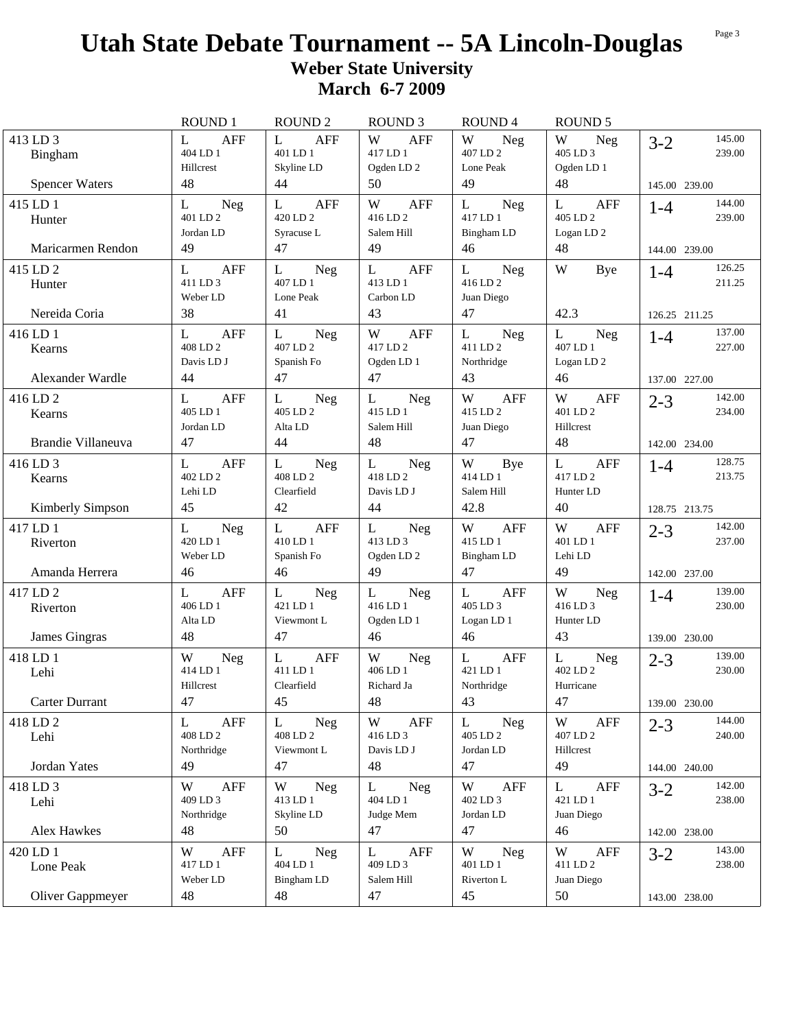# Utah State Debate Tournament -- 5A Lincoln-Douglas

## Weber State University

## March 6-7 2009

| | ROUND 1 | ROUND 2 | ROUND 3 | ROUND 4 | ROUND 5 | |
|---|---|---|---|---|---|---|
| 413 LD 3<br>Bingham<br><br>Spencer Waters | L AFF<br>404 LD 1<br>Hillcrest<br>48 | L AFF<br>401 LD 1<br>Skyline LD<br>44 | W AFF<br>417 LD 1<br>Ogden LD 2<br>50 | W Neg<br>407 LD 2<br>Lone Peak<br>49 | W Neg<br>405 LD 3<br>Ogden LD 1<br>48 | 3-2 145.00 239.00<br>145.00 239.00 |
| 415 LD 1<br>Hunter<br><br>Maricarmen Rendon | L Neg<br>401 LD 2<br>Jordan LD<br>49 | L AFF<br>420 LD 2<br>Syracuse L<br>47 | W AFF<br>416 LD 2<br>Salem Hill<br>49 | L Neg<br>417 LD 1<br>Bingham LD<br>46 | L AFF<br>405 LD 2<br>Logan LD 2<br>48 | 1-4 144.00 239.00<br>144.00 239.00 |
| 415 LD 2<br>Hunter<br><br>Nereida Coria | L AFF<br>411 LD 3<br>Weber LD<br>38 | L Neg<br>407 LD 1<br>Lone Peak<br>41 | L AFF<br>413 LD 1<br>Carbon LD<br>43 | L Neg<br>416 LD 2<br>Juan Diego<br>47 | W Bye<br><br><br>42.3 | 1-4 126.25 211.25<br>126.25 211.25 |
| 416 LD 1<br>Kearns<br><br>Alexander Wardle | L AFF<br>408 LD 2<br>Davis LD J<br>44 | L Neg<br>407 LD 2<br>Spanish Fo<br>47 | W AFF<br>417 LD 2<br>Ogden LD 1<br>47 | L Neg<br>411 LD 2<br>Northridge<br>43 | L Neg<br>407 LD 1<br>Logan LD 2<br>46 | 1-4 137.00 227.00<br>137.00 227.00 |
| 416 LD 2<br>Kearns<br><br>Brandie Villaneuva | L AFF<br>405 LD 1<br>Jordan LD<br>47 | L Neg<br>405 LD 2<br>Alta LD<br>44 | L Neg<br>415 LD 1<br>Salem Hill<br>48 | W AFF<br>415 LD 2<br>Juan Diego<br>47 | W AFF<br>401 LD 2<br>Hillcrest<br>48 | 2-3 142.00 234.00<br>142.00 234.00 |
| 416 LD 3<br>Kearns<br><br>Kimberly Simpson | L AFF<br>402 LD 2<br>Lehi LD<br>45 | L Neg<br>408 LD 2<br>Clearfield<br>42 | L Neg<br>418 LD 2<br>Davis LD J<br>44 | W Bye<br>414 LD 1<br>Salem Hill<br>42.8 | L AFF<br>417 LD 2<br>Hunter LD<br>40 | 1-4 128.75 213.75<br>128.75 213.75 |
| 417 LD 1<br>Riverton<br><br>Amanda Herrera | L Neg<br>420 LD 1<br>Weber LD<br>46 | L AFF<br>410 LD 1<br>Spanish Fo<br>46 | L Neg<br>413 LD 3<br>Ogden LD 2<br>49 | W AFF<br>415 LD 1<br>Bingham LD<br>47 | W AFF<br>401 LD 1<br>Lehi LD<br>49 | 2-3 142.00 237.00<br>142.00 237.00 |
| 417 LD 2<br>Riverton<br><br>James Gingras | L AFF<br>406 LD 1<br>Alta LD<br>48 | L Neg<br>421 LD 1<br>Viewmont L<br>47 | L Neg<br>416 LD 1<br>Ogden LD 1<br>46 | L AFF<br>405 LD 3<br>Logan LD 1<br>46 | W Neg<br>416 LD 3<br>Hunter LD<br>43 | 1-4 139.00 230.00<br>139.00 230.00 |
| 418 LD 1<br>Lehi<br><br>Carter Durrant | W Neg<br>414 LD 1<br>Hillcrest<br>47 | L AFF<br>411 LD 1<br>Clearfield<br>45 | W Neg<br>406 LD 1<br>Richard Ja<br>48 | L AFF<br>421 LD 1<br>Northridge<br>43 | L Neg<br>402 LD 2<br>Hurricane<br>47 | 2-3 139.00 230.00<br>139.00 230.00 |
| 418 LD 2<br>Lehi<br><br>Jordan Yates | L AFF<br>408 LD 2<br>Northridge<br>49 | L Neg<br>408 LD 2<br>Viewmont L<br>47 | W AFF<br>416 LD 3<br>Davis LD J<br>48 | L Neg<br>405 LD 2<br>Jordan LD<br>47 | W AFF<br>407 LD 2<br>Hillcrest<br>49 | 2-3 144.00 240.00<br>144.00 240.00 |
| 418 LD 3<br>Lehi<br><br>Alex Hawkes | W AFF<br>409 LD 3<br>Northridge<br>48 | W Neg<br>413 LD 1<br>Skyline LD<br>50 | L Neg<br>404 LD 1<br>Judge Mem<br>47 | W AFF<br>402 LD 3<br>Jordan LD<br>47 | L AFF<br>421 LD 1<br>Juan Diego<br>46 | 3-2 142.00 238.00<br>142.00 238.00 |
| 420 LD 1<br>Lone Peak<br><br>Oliver Gappmeyer | W AFF<br>417 LD 1<br>Weber LD<br>48 | L Neg<br>404 LD 1<br>Bingham LD<br>48 | L AFF<br>409 LD 3<br>Salem Hill<br>47 | W Neg<br>401 LD 1<br>Riverton L<br>45 | W AFF<br>411 LD 2<br>Juan Diego<br>50 | 3-2 143.00 238.00<br>143.00 238.00 |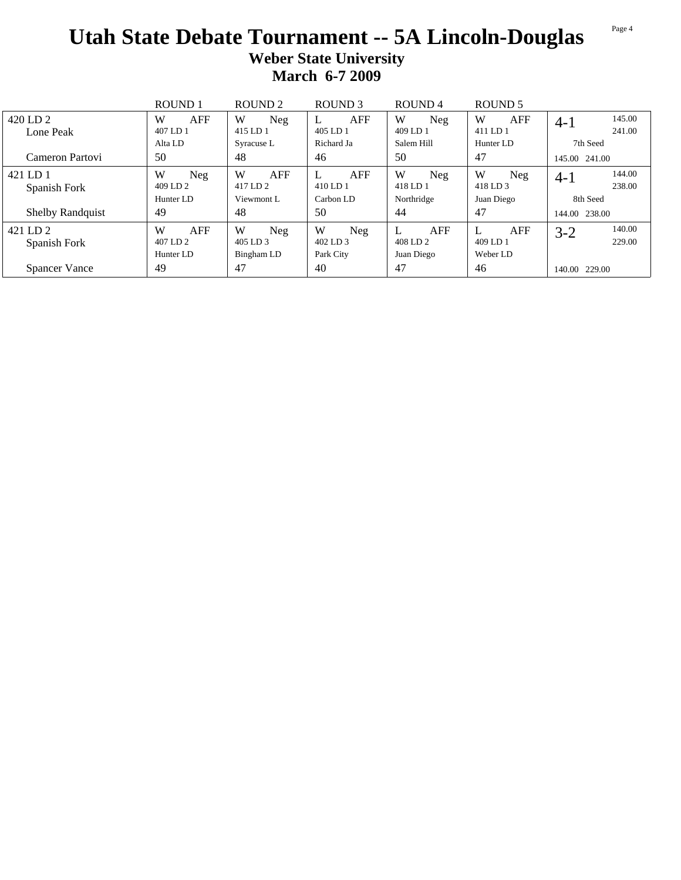# Utah State Debate Tournament -- 5A Lincoln-Douglas

## Weber State University

## March 6-7 2009

| | ROUND 1 | ROUND 2 | ROUND 3 | ROUND 4 | ROUND 5 | |
|---|---|---|---|---|---|---|
| 420 LD 2<br>Lone Peak<br><br>Cameron Partovi | W AFF<br>407 LD 1<br>Alta LD<br>50 | W Neg<br>415 LD 1<br>Syracuse L<br>48 | L AFF<br>405 LD 1<br>Richard Ja<br>46 | W Neg<br>409 LD 1<br>Salem Hill<br>50 | W AFF<br>411 LD 1<br>Hunter LD<br>47 | 4-1 145.00 241.00<br>7th Seed<br>145.00 241.00 |
| 421 LD 1<br>Spanish Fork<br><br>Shelby Randquist | W Neg<br>409 LD 2<br>Hunter LD<br>49 | W AFF<br>417 LD 2<br>Viewmont L<br>48 | L AFF<br>410 LD 1<br>Carbon LD<br>50 | W Neg<br>418 LD 1<br>Northridge<br>44 | W Neg<br>418 LD 3<br>Juan Diego<br>47 | 4-1 144.00 238.00<br>8th Seed<br>144.00 238.00 |
| 421 LD 2<br>Spanish Fork<br><br>Spancer Vance | W AFF<br>407 LD 2<br>Hunter LD<br>49 | W Neg<br>405 LD 3<br>Bingham LD<br>47 | W Neg<br>402 LD 3<br>Park City<br>40 | L AFF<br>408 LD 2<br>Juan Diego<br>47 | L AFF<br>409 LD 1<br>Weber LD<br>46 | 3-2 140.00 229.00<br><br>140.00 229.00 |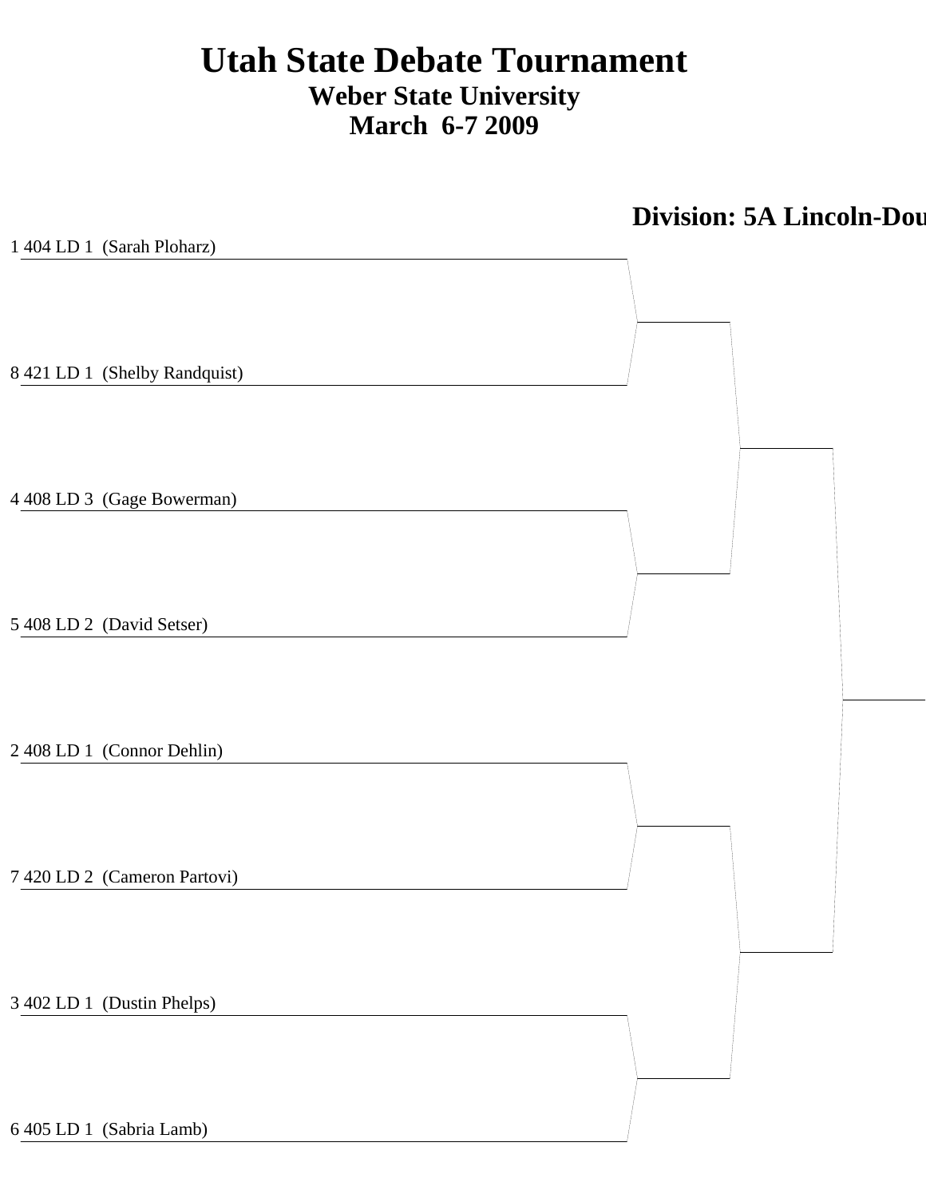# Utah State Debate Tournament

**Weber State University**

**March 6-7 2009**

**Division: 5A Lincoln-Dou**

1 404 LD 1 (Sarah Ploharz)

8 421 LD 1 (Shelby Randquist)

4 408 LD 3 (Gage Bowerman)

5 408 LD 2 (David Setser)

2 408 LD 1 (Connor Dehlin)

7 420 LD 2 (Cameron Partovi)

3 402 LD 1 (Dustin Phelps)

6 405 LD 1 (Sabria Lamb)